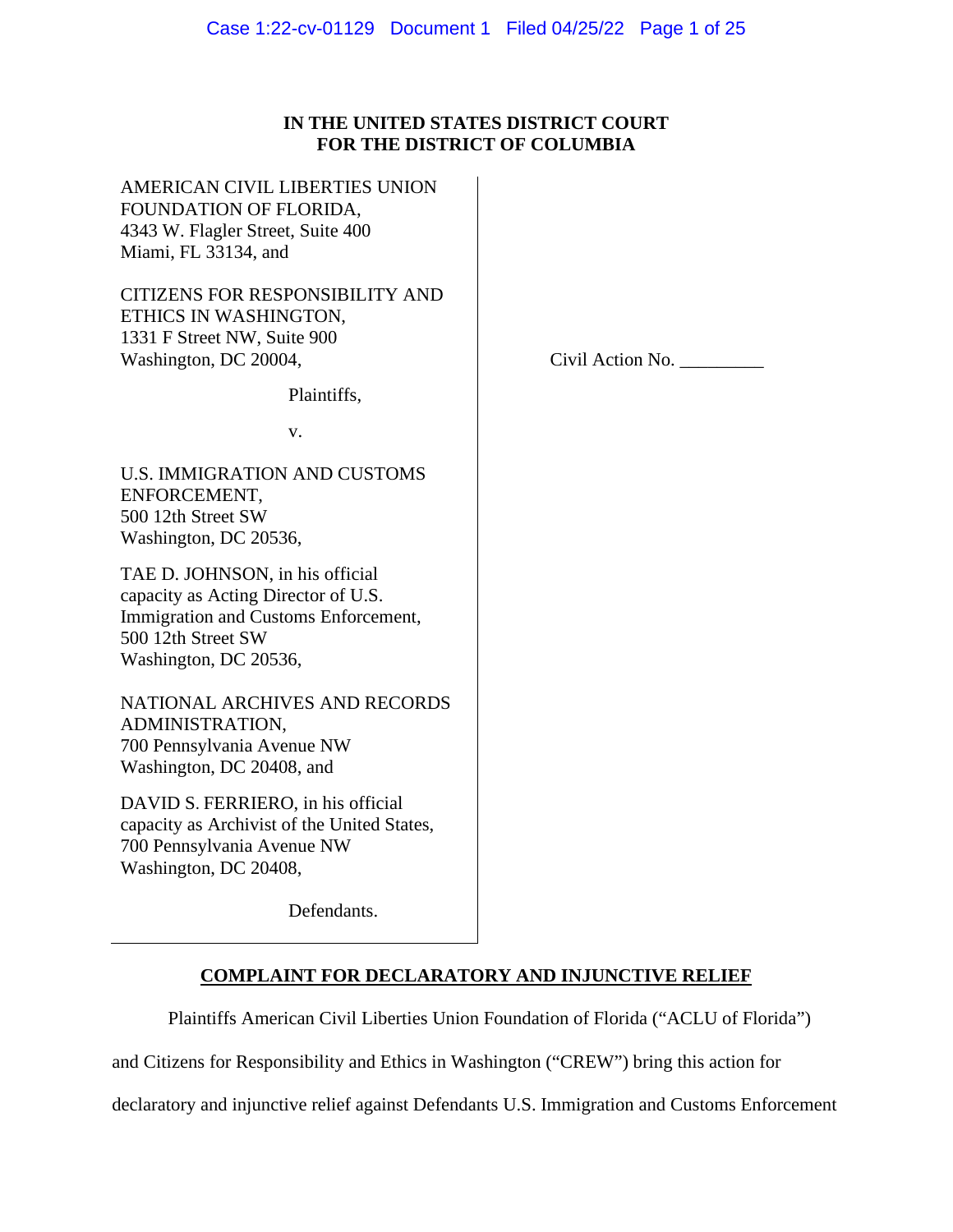**IN THE UNITED STATES DISTRICT COURT**
**FOR THE DISTRICT OF COLUMBIA**

AMERICAN CIVIL LIBERTIES UNION FOUNDATION OF FLORIDA,
4343 W. Flagler Street, Suite 400
Miami, FL 33134, and

CITIZENS FOR RESPONSIBILITY AND ETHICS IN WASHINGTON,
1331 F Street NW, Suite 900
Washington, DC 20004,

Plaintiffs,

v.

U.S. IMMIGRATION AND CUSTOMS ENFORCEMENT,
500 12th Street SW
Washington, DC 20536,

TAE D. JOHNSON, in his official capacity as Acting Director of U.S. Immigration and Customs Enforcement,
500 12th Street SW
Washington, DC 20536,

NATIONAL ARCHIVES AND RECORDS ADMINISTRATION,
700 Pennsylvania Avenue NW
Washington, DC 20408, and

DAVID S. FERRIERO, in his official capacity as Archivist of the United States,
700 Pennsylvania Avenue NW
Washington, DC 20408,

Defendants.

Civil Action No. _________

**COMPLAINT FOR DECLARATORY AND INJUNCTIVE RELIEF**

Plaintiffs American Civil Liberties Union Foundation of Florida ("ACLU of Florida") and Citizens for Responsibility and Ethics in Washington ("CREW") bring this action for declaratory and injunctive relief against Defendants U.S. Immigration and Customs Enforcement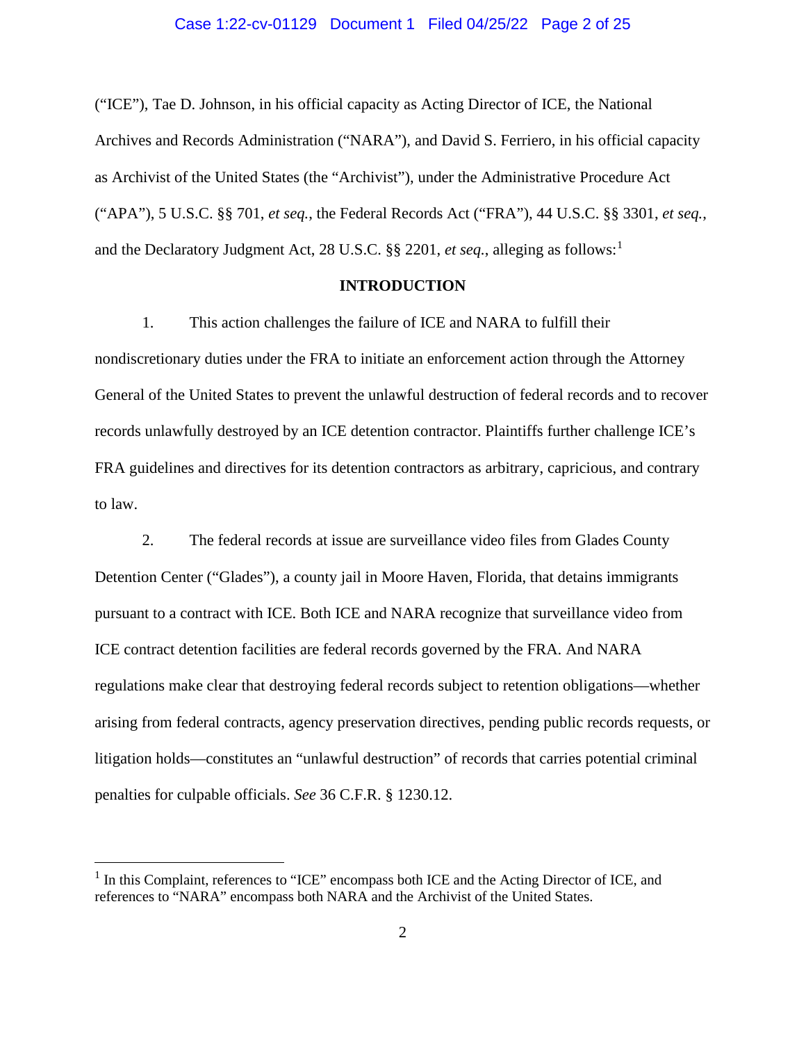("ICE"), Tae D. Johnson, in his official capacity as Acting Director of ICE, the National Archives and Records Administration ("NARA"), and David S. Ferriero, in his official capacity as Archivist of the United States (the "Archivist"), under the Administrative Procedure Act ("APA"), 5 U.S.C. §§ 701, *et seq.*, the Federal Records Act ("FRA"), 44 U.S.C. §§ 3301, *et seq.*, and the Declaratory Judgment Act, 28 U.S.C. §§ 2201, *et seq.*, alleging as follows:[1]

## INTRODUCTION

1. This action challenges the failure of ICE and NARA to fulfill their nondiscretionary duties under the FRA to initiate an enforcement action through the Attorney General of the United States to prevent the unlawful destruction of federal records and to recover records unlawfully destroyed by an ICE detention contractor. Plaintiffs further challenge ICE's FRA guidelines and directives for its detention contractors as arbitrary, capricious, and contrary to law.

2. The federal records at issue are surveillance video files from Glades County Detention Center ("Glades"), a county jail in Moore Haven, Florida, that detains immigrants pursuant to a contract with ICE. Both ICE and NARA recognize that surveillance video from ICE contract detention facilities are federal records governed by the FRA. And NARA regulations make clear that destroying federal records subject to retention obligations—whether arising from federal contracts, agency preservation directives, pending public records requests, or litigation holds—constitutes an "unlawful destruction" of records that carries potential criminal penalties for culpable officials. *See* 36 C.F.R. § 1230.12.

[1] In this Complaint, references to "ICE" encompass both ICE and the Acting Director of ICE, and references to "NARA" encompass both NARA and the Archivist of the United States.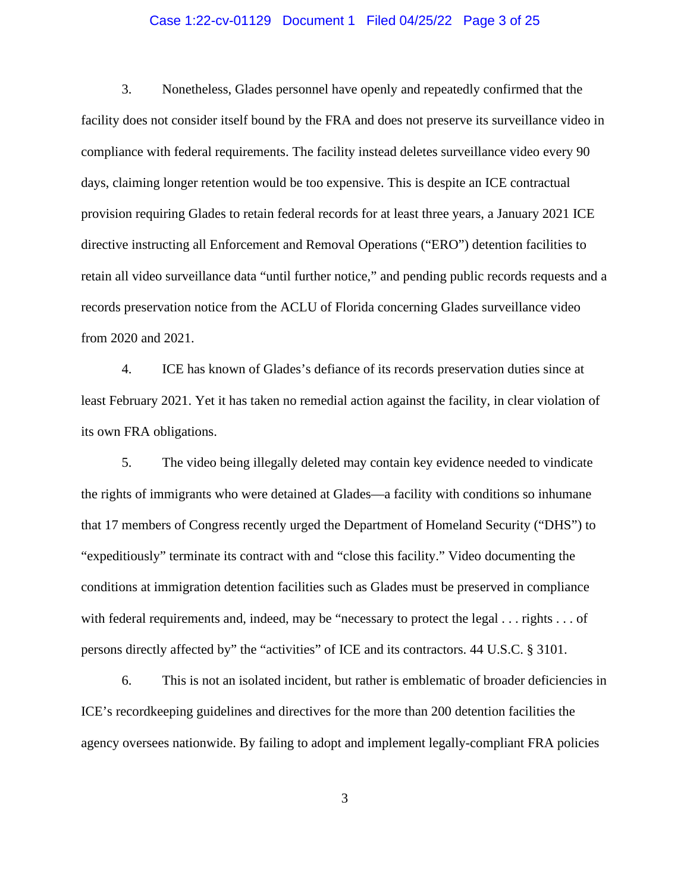3. Nonetheless, Glades personnel have openly and repeatedly confirmed that the facility does not consider itself bound by the FRA and does not preserve its surveillance video in compliance with federal requirements. The facility instead deletes surveillance video every 90 days, claiming longer retention would be too expensive. This is despite an ICE contractual provision requiring Glades to retain federal records for at least three years, a January 2021 ICE directive instructing all Enforcement and Removal Operations ("ERO") detention facilities to retain all video surveillance data "until further notice," and pending public records requests and a records preservation notice from the ACLU of Florida concerning Glades surveillance video from 2020 and 2021.

4. ICE has known of Glades's defiance of its records preservation duties since at least February 2021. Yet it has taken no remedial action against the facility, in clear violation of its own FRA obligations.

5. The video being illegally deleted may contain key evidence needed to vindicate the rights of immigrants who were detained at Glades—a facility with conditions so inhumane that 17 members of Congress recently urged the Department of Homeland Security ("DHS") to "expeditiously" terminate its contract with and "close this facility." Video documenting the conditions at immigration detention facilities such as Glades must be preserved in compliance with federal requirements and, indeed, may be "necessary to protect the legal . . . rights . . . of persons directly affected by" the "activities" of ICE and its contractors. 44 U.S.C. § 3101.

6. This is not an isolated incident, but rather is emblematic of broader deficiencies in ICE's recordkeeping guidelines and directives for the more than 200 detention facilities the agency oversees nationwide. By failing to adopt and implement legally-compliant FRA policies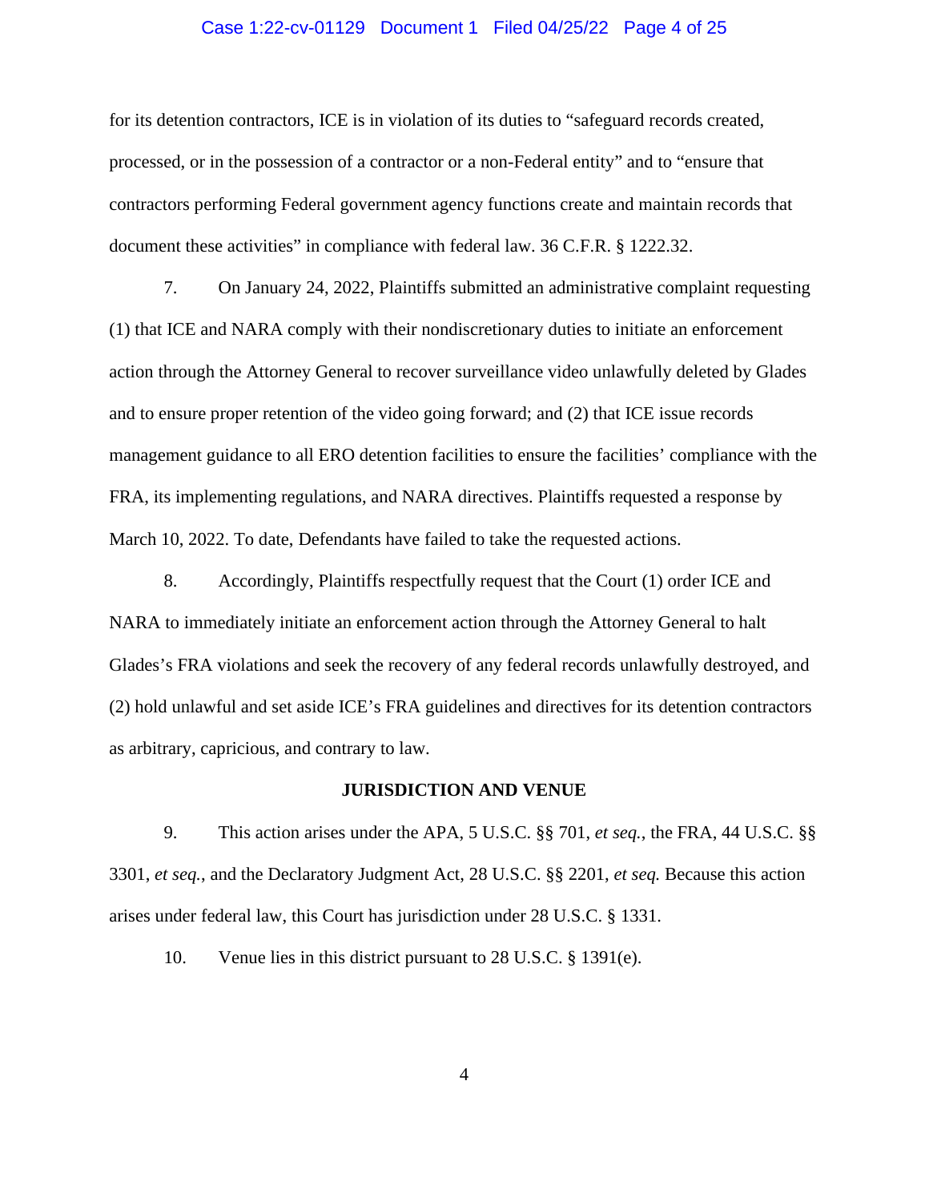for its detention contractors, ICE is in violation of its duties to "safeguard records created, processed, or in the possession of a contractor or a non-Federal entity" and to "ensure that contractors performing Federal government agency functions create and maintain records that document these activities" in compliance with federal law. 36 C.F.R. § 1222.32.

7. On January 24, 2022, Plaintiffs submitted an administrative complaint requesting (1) that ICE and NARA comply with their nondiscretionary duties to initiate an enforcement action through the Attorney General to recover surveillance video unlawfully deleted by Glades and to ensure proper retention of the video going forward; and (2) that ICE issue records management guidance to all ERO detention facilities to ensure the facilities' compliance with the FRA, its implementing regulations, and NARA directives. Plaintiffs requested a response by March 10, 2022. To date, Defendants have failed to take the requested actions.

8. Accordingly, Plaintiffs respectfully request that the Court (1) order ICE and NARA to immediately initiate an enforcement action through the Attorney General to halt Glades's FRA violations and seek the recovery of any federal records unlawfully destroyed, and (2) hold unlawful and set aside ICE's FRA guidelines and directives for its detention contractors as arbitrary, capricious, and contrary to law.

## JURISDICTION AND VENUE

9. This action arises under the APA, 5 U.S.C. §§ 701, *et seq.*, the FRA, 44 U.S.C. §§ 3301, *et seq.*, and the Declaratory Judgment Act, 28 U.S.C. §§ 2201, *et seq.* Because this action arises under federal law, this Court has jurisdiction under 28 U.S.C. § 1331.

10. Venue lies in this district pursuant to 28 U.S.C. § 1391(e).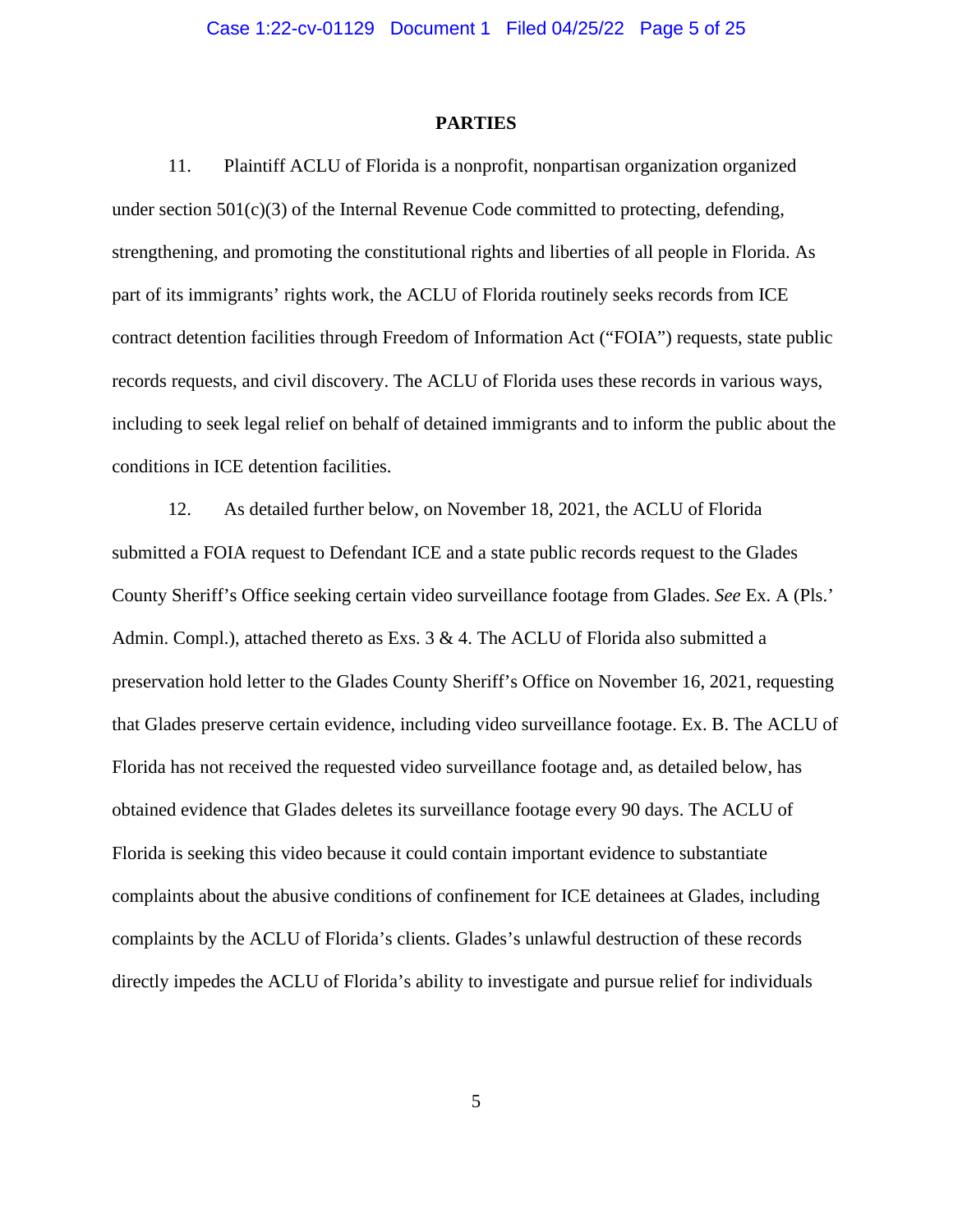## PARTIES

11. Plaintiff ACLU of Florida is a nonprofit, nonpartisan organization organized under section 501(c)(3) of the Internal Revenue Code committed to protecting, defending, strengthening, and promoting the constitutional rights and liberties of all people in Florida. As part of its immigrants' rights work, the ACLU of Florida routinely seeks records from ICE contract detention facilities through Freedom of Information Act ("FOIA") requests, state public records requests, and civil discovery. The ACLU of Florida uses these records in various ways, including to seek legal relief on behalf of detained immigrants and to inform the public about the conditions in ICE detention facilities.

12. As detailed further below, on November 18, 2021, the ACLU of Florida submitted a FOIA request to Defendant ICE and a state public records request to the Glades County Sheriff's Office seeking certain video surveillance footage from Glades. *See* Ex. A (Pls.' Admin. Compl.), attached thereto as Exs. 3 & 4. The ACLU of Florida also submitted a preservation hold letter to the Glades County Sheriff's Office on November 16, 2021, requesting that Glades preserve certain evidence, including video surveillance footage. Ex. B. The ACLU of Florida has not received the requested video surveillance footage and, as detailed below, has obtained evidence that Glades deletes its surveillance footage every 90 days. The ACLU of Florida is seeking this video because it could contain important evidence to substantiate complaints about the abusive conditions of confinement for ICE detainees at Glades, including complaints by the ACLU of Florida's clients. Glades's unlawful destruction of these records directly impedes the ACLU of Florida's ability to investigate and pursue relief for individuals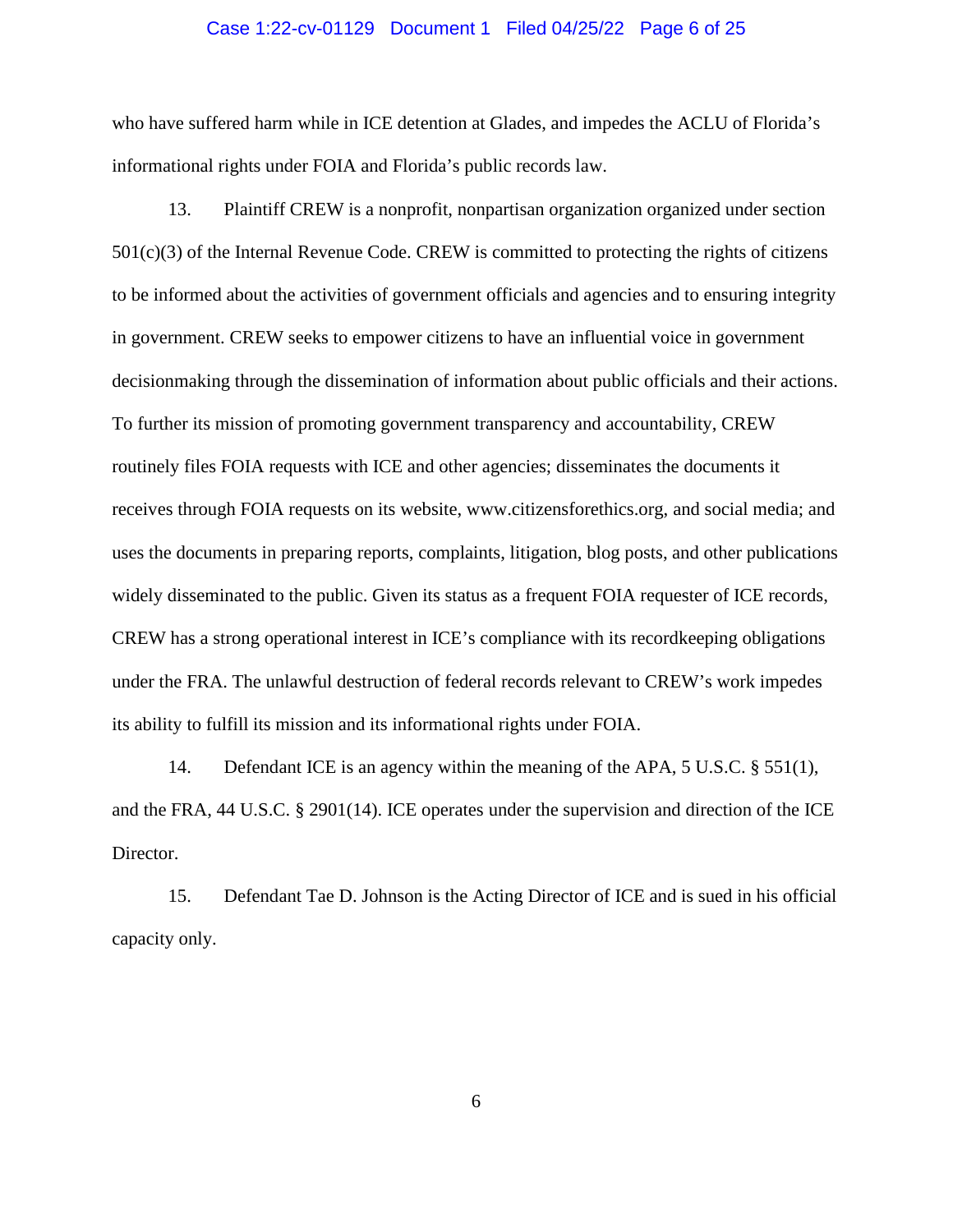who have suffered harm while in ICE detention at Glades, and impedes the ACLU of Florida's informational rights under FOIA and Florida's public records law.

13. Plaintiff CREW is a nonprofit, nonpartisan organization organized under section 501(c)(3) of the Internal Revenue Code. CREW is committed to protecting the rights of citizens to be informed about the activities of government officials and agencies and to ensuring integrity in government. CREW seeks to empower citizens to have an influential voice in government decisionmaking through the dissemination of information about public officials and their actions. To further its mission of promoting government transparency and accountability, CREW routinely files FOIA requests with ICE and other agencies; disseminates the documents it receives through FOIA requests on its website, www.citizensforethics.org, and social media; and uses the documents in preparing reports, complaints, litigation, blog posts, and other publications widely disseminated to the public. Given its status as a frequent FOIA requester of ICE records, CREW has a strong operational interest in ICE's compliance with its recordkeeping obligations under the FRA. The unlawful destruction of federal records relevant to CREW's work impedes its ability to fulfill its mission and its informational rights under FOIA.

14. Defendant ICE is an agency within the meaning of the APA, 5 U.S.C. § 551(1), and the FRA, 44 U.S.C. § 2901(14). ICE operates under the supervision and direction of the ICE Director.

15. Defendant Tae D. Johnson is the Acting Director of ICE and is sued in his official capacity only.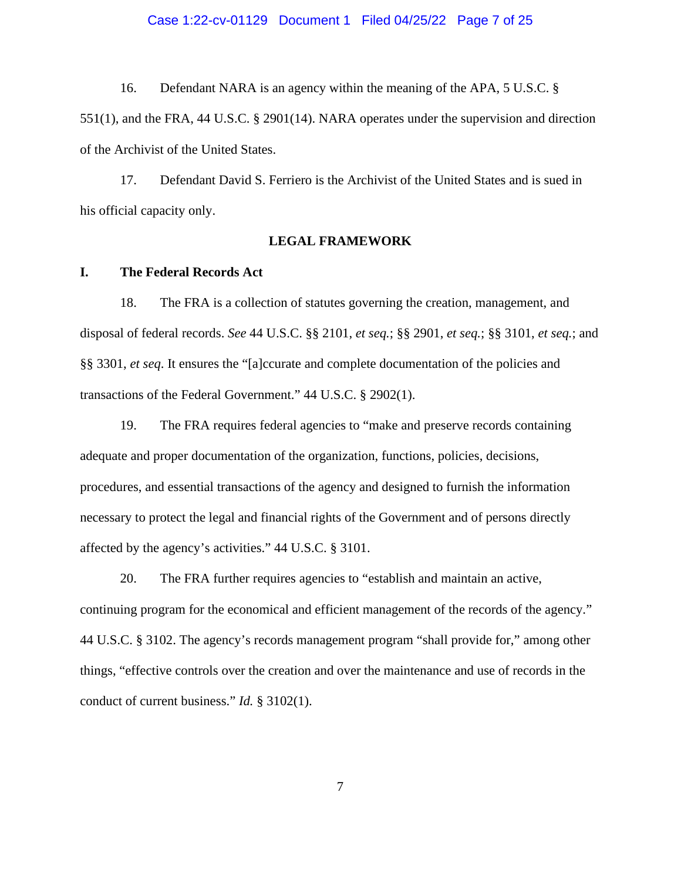16. Defendant NARA is an agency within the meaning of the APA, 5 U.S.C. § 551(1), and the FRA, 44 U.S.C. § 2901(14). NARA operates under the supervision and direction of the Archivist of the United States.

17. Defendant David S. Ferriero is the Archivist of the United States and is sued in his official capacity only.

## LEGAL FRAMEWORK

### I. The Federal Records Act

18. The FRA is a collection of statutes governing the creation, management, and disposal of federal records. *See* 44 U.S.C. §§ 2101, *et seq.*; §§ 2901, *et seq.*; §§ 3101, *et seq.*; and §§ 3301, *et seq*. It ensures the "[a]ccurate and complete documentation of the policies and transactions of the Federal Government." 44 U.S.C. § 2902(1).

19. The FRA requires federal agencies to "make and preserve records containing adequate and proper documentation of the organization, functions, policies, decisions, procedures, and essential transactions of the agency and designed to furnish the information necessary to protect the legal and financial rights of the Government and of persons directly affected by the agency's activities." 44 U.S.C. § 3101.

20. The FRA further requires agencies to "establish and maintain an active, continuing program for the economical and efficient management of the records of the agency." 44 U.S.C. § 3102. The agency's records management program "shall provide for," among other things, "effective controls over the creation and over the maintenance and use of records in the conduct of current business." *Id.* § 3102(1).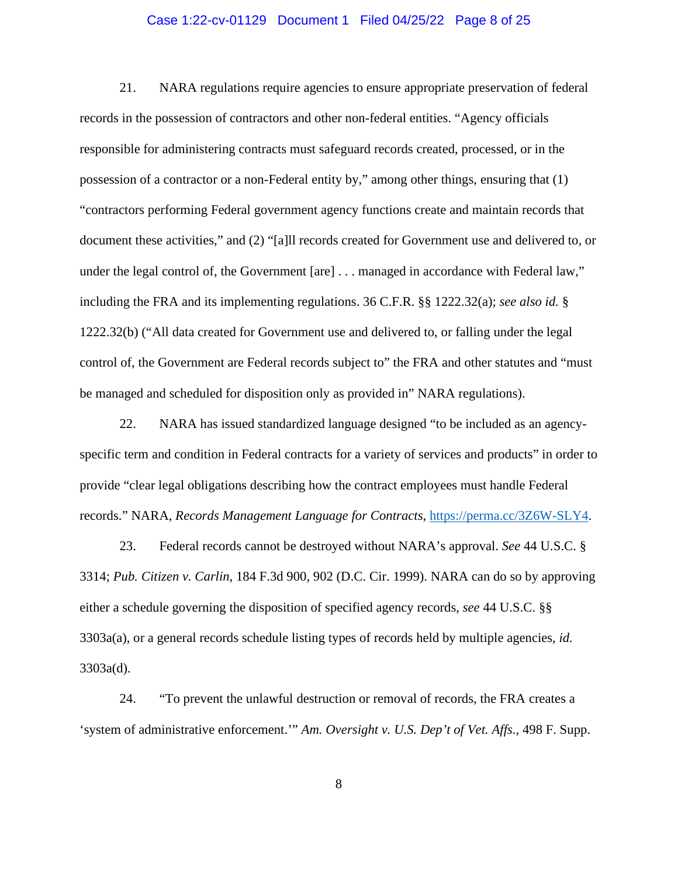21. NARA regulations require agencies to ensure appropriate preservation of federal records in the possession of contractors and other non-federal entities. "Agency officials responsible for administering contracts must safeguard records created, processed, or in the possession of a contractor or a non-Federal entity by," among other things, ensuring that (1) "contractors performing Federal government agency functions create and maintain records that document these activities," and (2) "[a]ll records created for Government use and delivered to, or under the legal control of, the Government [are] . . . managed in accordance with Federal law," including the FRA and its implementing regulations. 36 C.F.R. §§ 1222.32(a); *see also id.* § 1222.32(b) ("All data created for Government use and delivered to, or falling under the legal control of, the Government are Federal records subject to" the FRA and other statutes and "must be managed and scheduled for disposition only as provided in" NARA regulations).

22. NARA has issued standardized language designed "to be included as an agency-specific term and condition in Federal contracts for a variety of services and products" in order to provide "clear legal obligations describing how the contract employees must handle Federal records." NARA, *Records Management Language for Contracts*, https://perma.cc/3Z6W-SLY4.

23. Federal records cannot be destroyed without NARA's approval. *See* 44 U.S.C. § 3314; *Pub. Citizen v. Carlin*, 184 F.3d 900, 902 (D.C. Cir. 1999). NARA can do so by approving either a schedule governing the disposition of specified agency records, *see* 44 U.S.C. §§ 3303a(a), or a general records schedule listing types of records held by multiple agencies, *id.* 3303a(d).

24. "To prevent the unlawful destruction or removal of records, the FRA creates a 'system of administrative enforcement.'" *Am. Oversight v. U.S. Dep't of Vet. Affs.*, 498 F. Supp.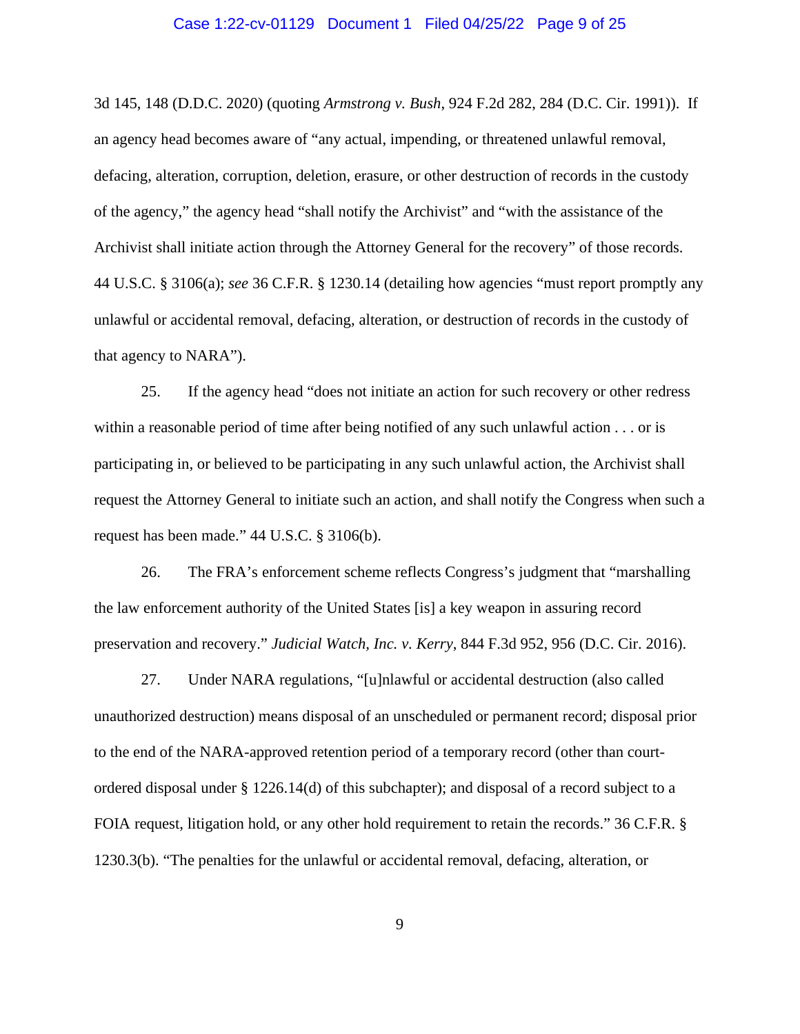3d 145, 148 (D.D.C. 2020) (quoting *Armstrong v. Bush*, 924 F.2d 282, 284 (D.C. Cir. 1991)). If an agency head becomes aware of "any actual, impending, or threatened unlawful removal, defacing, alteration, corruption, deletion, erasure, or other destruction of records in the custody of the agency," the agency head "shall notify the Archivist" and "with the assistance of the Archivist shall initiate action through the Attorney General for the recovery" of those records. 44 U.S.C. § 3106(a); *see* 36 C.F.R. § 1230.14 (detailing how agencies "must report promptly any unlawful or accidental removal, defacing, alteration, or destruction of records in the custody of that agency to NARA").

25. If the agency head "does not initiate an action for such recovery or other redress within a reasonable period of time after being notified of any such unlawful action . . . or is participating in, or believed to be participating in any such unlawful action, the Archivist shall request the Attorney General to initiate such an action, and shall notify the Congress when such a request has been made." 44 U.S.C. § 3106(b).

26. The FRA's enforcement scheme reflects Congress's judgment that "marshalling the law enforcement authority of the United States [is] a key weapon in assuring record preservation and recovery." *Judicial Watch, Inc. v. Kerry*, 844 F.3d 952, 956 (D.C. Cir. 2016).

27. Under NARA regulations, "[u]nlawful or accidental destruction (also called unauthorized destruction) means disposal of an unscheduled or permanent record; disposal prior to the end of the NARA-approved retention period of a temporary record (other than court-ordered disposal under § 1226.14(d) of this subchapter); and disposal of a record subject to a FOIA request, litigation hold, or any other hold requirement to retain the records." 36 C.F.R. § 1230.3(b). "The penalties for the unlawful or accidental removal, defacing, alteration, or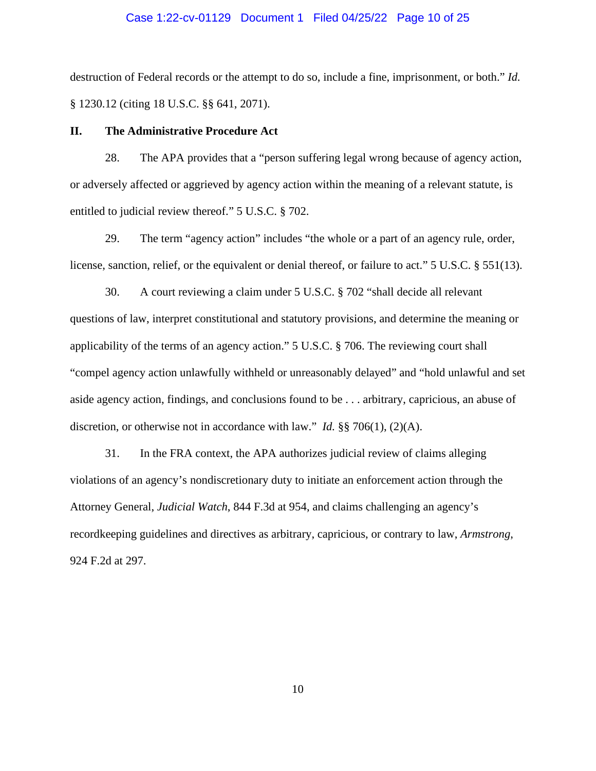destruction of Federal records or the attempt to do so, include a fine, imprisonment, or both." *Id.* § 1230.12 (citing 18 U.S.C. §§ 641, 2071).

## II. The Administrative Procedure Act

28. The APA provides that a "person suffering legal wrong because of agency action, or adversely affected or aggrieved by agency action within the meaning of a relevant statute, is entitled to judicial review thereof." 5 U.S.C. § 702.

29. The term "agency action" includes "the whole or a part of an agency rule, order, license, sanction, relief, or the equivalent or denial thereof, or failure to act." 5 U.S.C. § 551(13).

30. A court reviewing a claim under 5 U.S.C. § 702 "shall decide all relevant questions of law, interpret constitutional and statutory provisions, and determine the meaning or applicability of the terms of an agency action." 5 U.S.C. § 706. The reviewing court shall "compel agency action unlawfully withheld or unreasonably delayed" and "hold unlawful and set aside agency action, findings, and conclusions found to be . . . arbitrary, capricious, an abuse of discretion, or otherwise not in accordance with law." *Id.* §§ 706(1), (2)(A).

31. In the FRA context, the APA authorizes judicial review of claims alleging violations of an agency's nondiscretionary duty to initiate an enforcement action through the Attorney General, *Judicial Watch*, 844 F.3d at 954, and claims challenging an agency's recordkeeping guidelines and directives as arbitrary, capricious, or contrary to law, *Armstrong*, 924 F.2d at 297.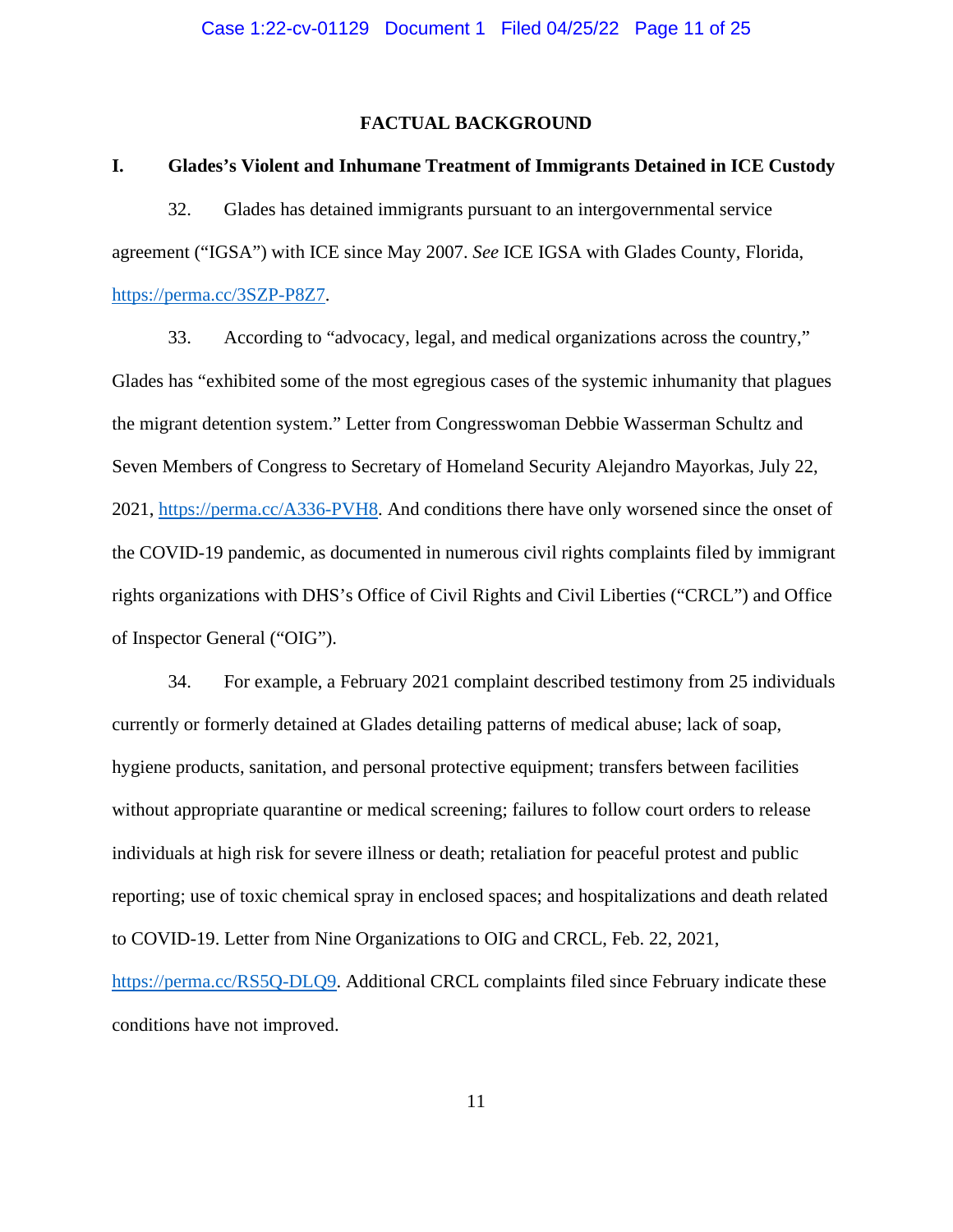## FACTUAL BACKGROUND

### I. Glades's Violent and Inhumane Treatment of Immigrants Detained in ICE Custody

32. Glades has detained immigrants pursuant to an intergovernmental service agreement ("IGSA") with ICE since May 2007. *See* ICE IGSA with Glades County, Florida, https://perma.cc/3SZP-P8Z7.

33. According to "advocacy, legal, and medical organizations across the country," Glades has "exhibited some of the most egregious cases of the systemic inhumanity that plagues the migrant detention system." Letter from Congresswoman Debbie Wasserman Schultz and Seven Members of Congress to Secretary of Homeland Security Alejandro Mayorkas, July 22, 2021, https://perma.cc/A336-PVH8. And conditions there have only worsened since the onset of the COVID-19 pandemic, as documented in numerous civil rights complaints filed by immigrant rights organizations with DHS's Office of Civil Rights and Civil Liberties ("CRCL") and Office of Inspector General ("OIG").

34. For example, a February 2021 complaint described testimony from 25 individuals currently or formerly detained at Glades detailing patterns of medical abuse; lack of soap, hygiene products, sanitation, and personal protective equipment; transfers between facilities without appropriate quarantine or medical screening; failures to follow court orders to release individuals at high risk for severe illness or death; retaliation for peaceful protest and public reporting; use of toxic chemical spray in enclosed spaces; and hospitalizations and death related to COVID-19. Letter from Nine Organizations to OIG and CRCL, Feb. 22, 2021, https://perma.cc/RS5Q-DLQ9. Additional CRCL complaints filed since February indicate these conditions have not improved.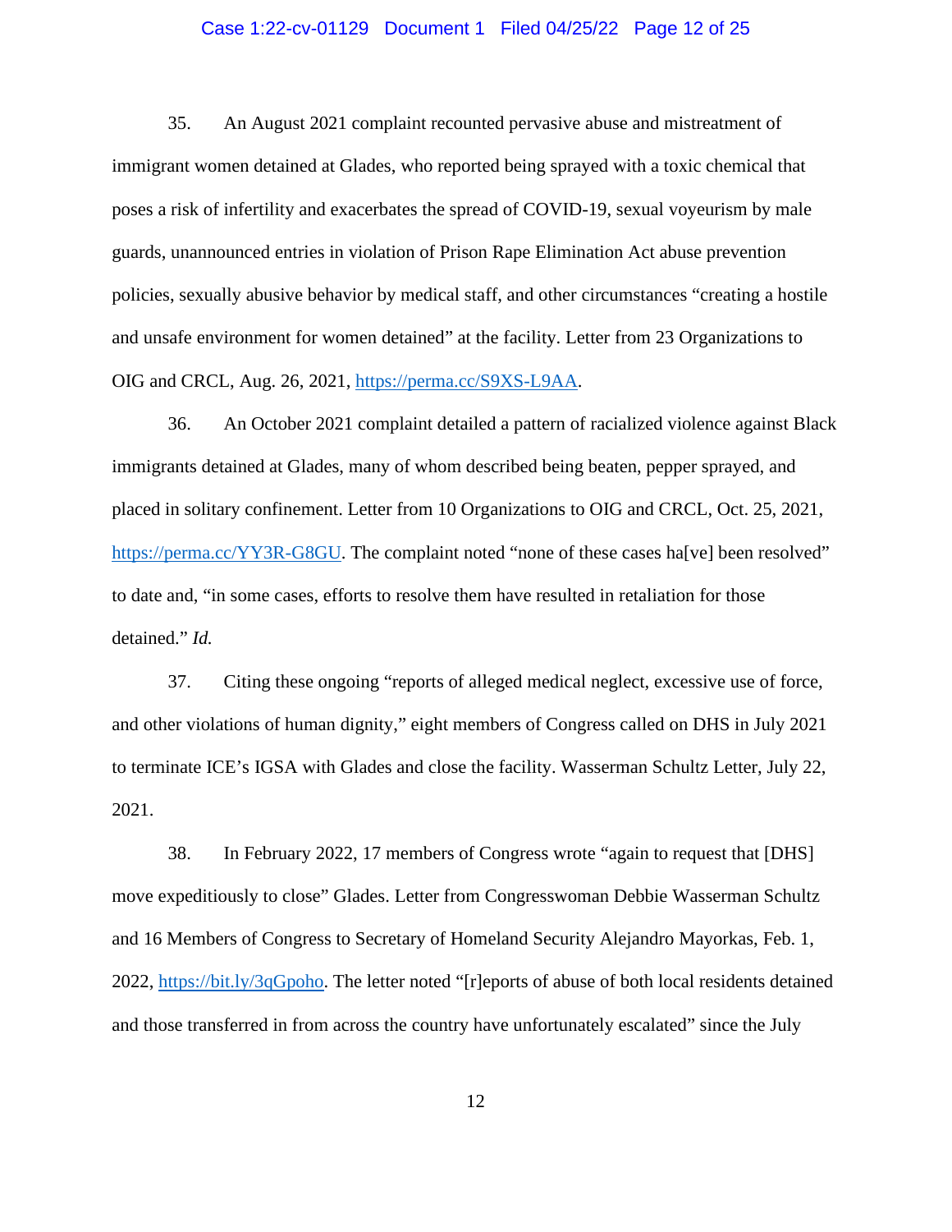35. An August 2021 complaint recounted pervasive abuse and mistreatment of immigrant women detained at Glades, who reported being sprayed with a toxic chemical that poses a risk of infertility and exacerbates the spread of COVID-19, sexual voyeurism by male guards, unannounced entries in violation of Prison Rape Elimination Act abuse prevention policies, sexually abusive behavior by medical staff, and other circumstances "creating a hostile and unsafe environment for women detained" at the facility. Letter from 23 Organizations to OIG and CRCL, Aug. 26, 2021, https://perma.cc/S9XS-L9AA.

36. An October 2021 complaint detailed a pattern of racialized violence against Black immigrants detained at Glades, many of whom described being beaten, pepper sprayed, and placed in solitary confinement. Letter from 10 Organizations to OIG and CRCL, Oct. 25, 2021, https://perma.cc/YY3R-G8GU. The complaint noted "none of these cases ha[ve] been resolved" to date and, "in some cases, efforts to resolve them have resulted in retaliation for those detained." *Id.*

37. Citing these ongoing "reports of alleged medical neglect, excessive use of force, and other violations of human dignity," eight members of Congress called on DHS in July 2021 to terminate ICE's IGSA with Glades and close the facility. Wasserman Schultz Letter, July 22, 2021.

38. In February 2022, 17 members of Congress wrote "again to request that [DHS] move expeditiously to close" Glades. Letter from Congresswoman Debbie Wasserman Schultz and 16 Members of Congress to Secretary of Homeland Security Alejandro Mayorkas, Feb. 1, 2022, https://bit.ly/3qGpoho. The letter noted "[r]eports of abuse of both local residents detained and those transferred in from across the country have unfortunately escalated" since the July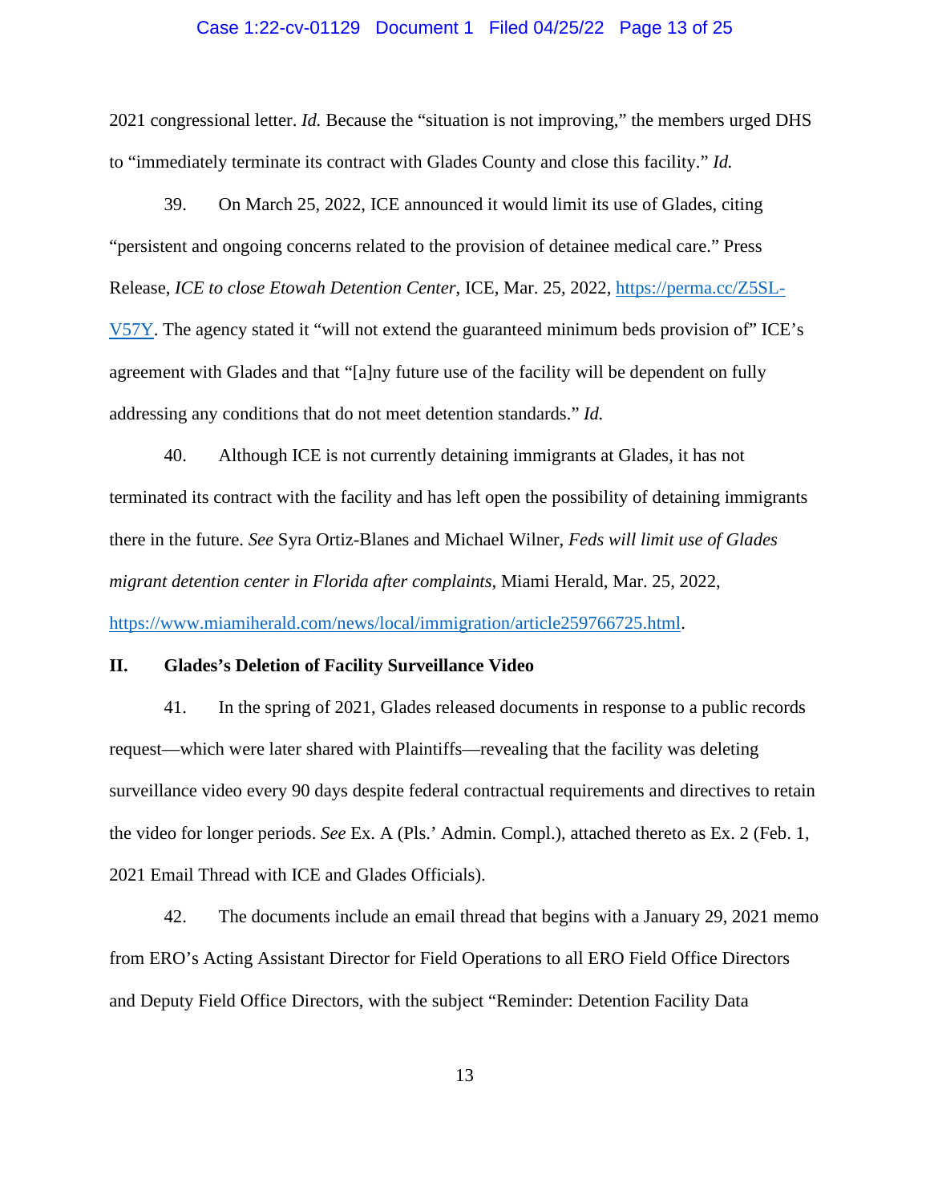2021 congressional letter. *Id.* Because the "situation is not improving," the members urged DHS to "immediately terminate its contract with Glades County and close this facility." *Id.*

39. On March 25, 2022, ICE announced it would limit its use of Glades, citing "persistent and ongoing concerns related to the provision of detainee medical care." Press Release, *ICE to close Etowah Detention Center*, ICE, Mar. 25, 2022, https://perma.cc/Z5SL-V57Y. The agency stated it "will not extend the guaranteed minimum beds provision of" ICE's agreement with Glades and that "[a]ny future use of the facility will be dependent on fully addressing any conditions that do not meet detention standards." *Id.*

40. Although ICE is not currently detaining immigrants at Glades, it has not terminated its contract with the facility and has left open the possibility of detaining immigrants there in the future. *See* Syra Ortiz-Blanes and Michael Wilner, *Feds will limit use of Glades migrant detention center in Florida after complaints*, Miami Herald, Mar. 25, 2022, https://www.miamiherald.com/news/local/immigration/article259766725.html.

## II. Glades's Deletion of Facility Surveillance Video

41. In the spring of 2021, Glades released documents in response to a public records request—which were later shared with Plaintiffs—revealing that the facility was deleting surveillance video every 90 days despite federal contractual requirements and directives to retain the video for longer periods. *See* Ex. A (Pls.' Admin. Compl.), attached thereto as Ex. 2 (Feb. 1, 2021 Email Thread with ICE and Glades Officials).

42. The documents include an email thread that begins with a January 29, 2021 memo from ERO's Acting Assistant Director for Field Operations to all ERO Field Office Directors and Deputy Field Office Directors, with the subject "Reminder: Detention Facility Data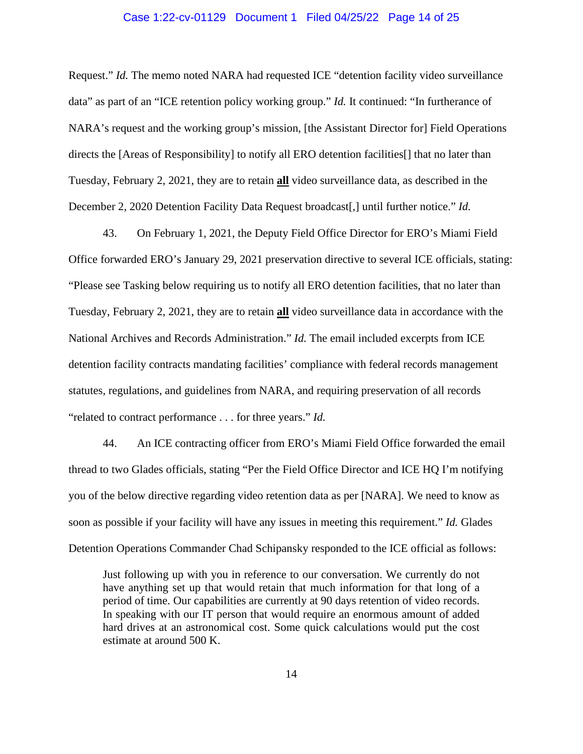Request." *Id.* The memo noted NARA had requested ICE "detention facility video surveillance data" as part of an "ICE retention policy working group." *Id.* It continued: "In furtherance of NARA's request and the working group's mission, [the Assistant Director for] Field Operations directs the [Areas of Responsibility] to notify all ERO detention facilities[] that no later than Tuesday, February 2, 2021, they are to retain **<u>all</u>** video surveillance data, as described in the December 2, 2020 Detention Facility Data Request broadcast[,] until further notice." *Id.*

43. On February 1, 2021, the Deputy Field Office Director for ERO's Miami Field Office forwarded ERO's January 29, 2021 preservation directive to several ICE officials, stating: "Please see Tasking below requiring us to notify all ERO detention facilities, that no later than Tuesday, February 2, 2021, they are to retain **<u>all</u>** video surveillance data in accordance with the National Archives and Records Administration." *Id.* The email included excerpts from ICE detention facility contracts mandating facilities' compliance with federal records management statutes, regulations, and guidelines from NARA, and requiring preservation of all records "related to contract performance . . . for three years." *Id.*

44. An ICE contracting officer from ERO's Miami Field Office forwarded the email thread to two Glades officials, stating "Per the Field Office Director and ICE HQ I'm notifying you of the below directive regarding video retention data as per [NARA]. We need to know as soon as possible if your facility will have any issues in meeting this requirement." *Id.* Glades Detention Operations Commander Chad Schipansky responded to the ICE official as follows:

> Just following up with you in reference to our conversation. We currently do not have anything set up that would retain that much information for that long of a period of time. Our capabilities are currently at 90 days retention of video records. In speaking with our IT person that would require an enormous amount of added hard drives at an astronomical cost. Some quick calculations would put the cost estimate at around 500 K.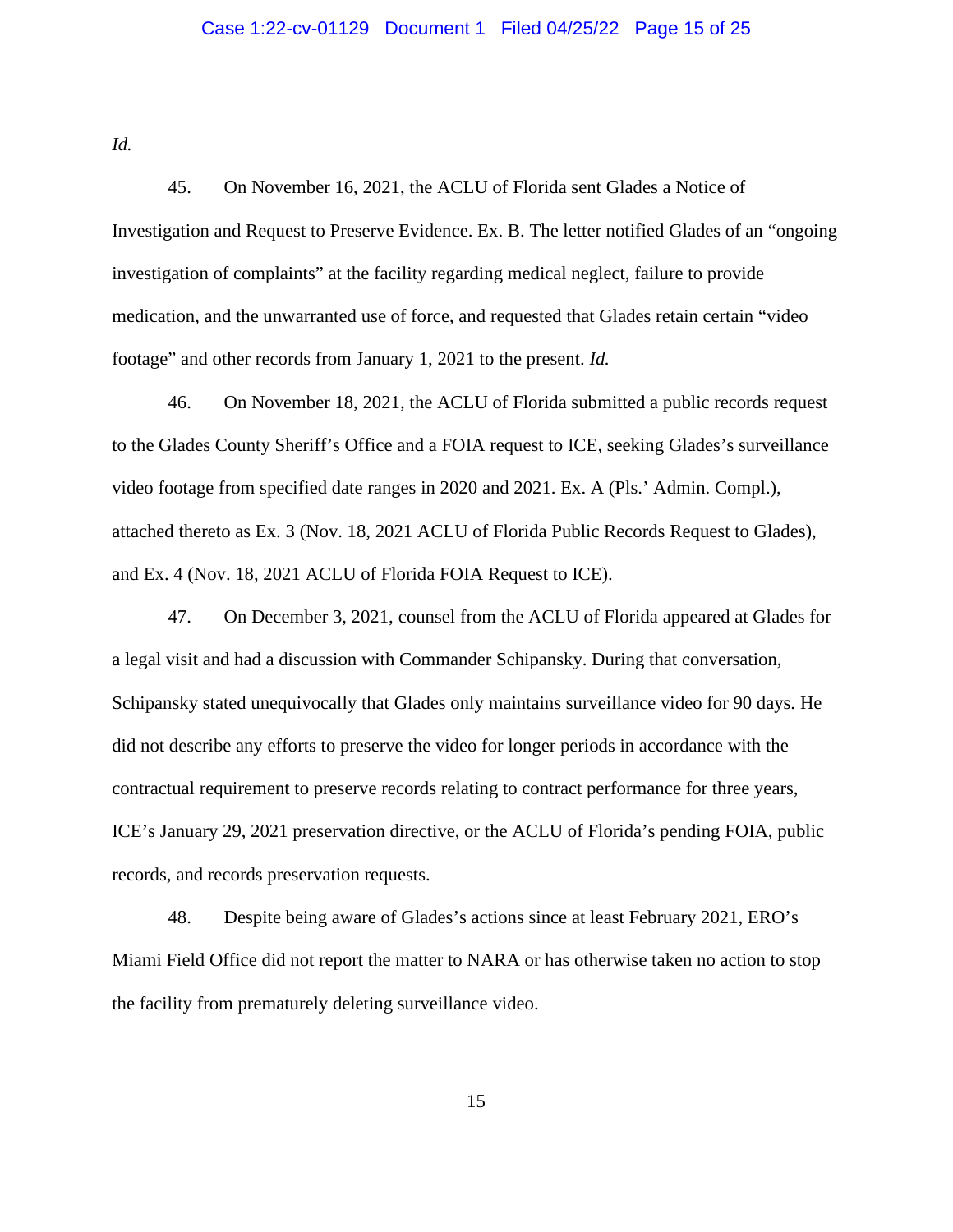*Id.*

45. On November 16, 2021, the ACLU of Florida sent Glades a Notice of Investigation and Request to Preserve Evidence. Ex. B. The letter notified Glades of an "ongoing investigation of complaints" at the facility regarding medical neglect, failure to provide medication, and the unwarranted use of force, and requested that Glades retain certain "video footage" and other records from January 1, 2021 to the present. *Id.*

46. On November 18, 2021, the ACLU of Florida submitted a public records request to the Glades County Sheriff's Office and a FOIA request to ICE, seeking Glades's surveillance video footage from specified date ranges in 2020 and 2021. Ex. A (Pls.' Admin. Compl.), attached thereto as Ex. 3 (Nov. 18, 2021 ACLU of Florida Public Records Request to Glades), and Ex. 4 (Nov. 18, 2021 ACLU of Florida FOIA Request to ICE).

47. On December 3, 2021, counsel from the ACLU of Florida appeared at Glades for a legal visit and had a discussion with Commander Schipansky. During that conversation, Schipansky stated unequivocally that Glades only maintains surveillance video for 90 days. He did not describe any efforts to preserve the video for longer periods in accordance with the contractual requirement to preserve records relating to contract performance for three years, ICE's January 29, 2021 preservation directive, or the ACLU of Florida's pending FOIA, public records, and records preservation requests.

48. Despite being aware of Glades's actions since at least February 2021, ERO's Miami Field Office did not report the matter to NARA or has otherwise taken no action to stop the facility from prematurely deleting surveillance video.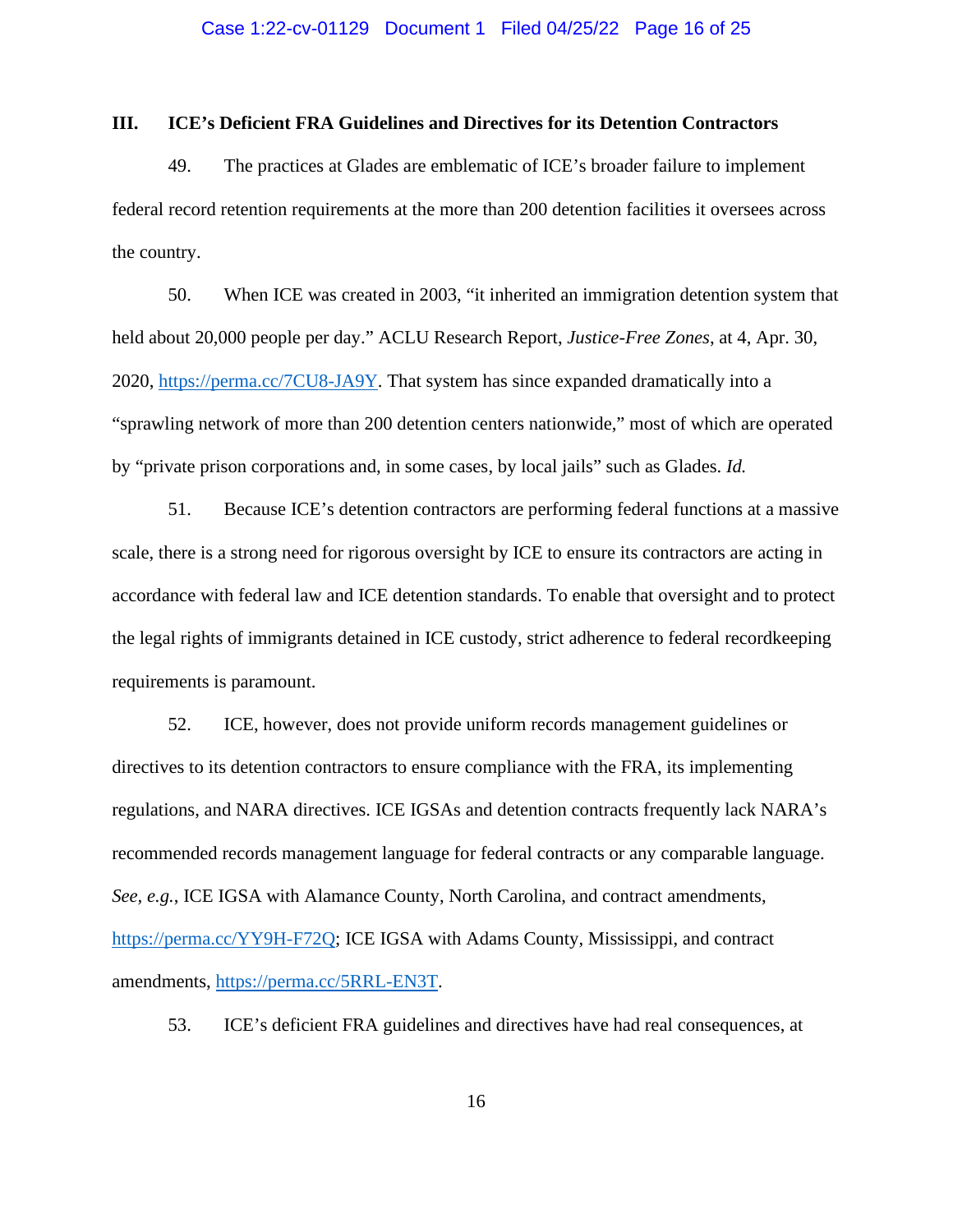### III. ICE's Deficient FRA Guidelines and Directives for its Detention Contractors

49. The practices at Glades are emblematic of ICE's broader failure to implement federal record retention requirements at the more than 200 detention facilities it oversees across the country.

50. When ICE was created in 2003, "it inherited an immigration detention system that held about 20,000 people per day." ACLU Research Report, *Justice-Free Zones*, at 4, Apr. 30, 2020, https://perma.cc/7CU8-JA9Y. That system has since expanded dramatically into a "sprawling network of more than 200 detention centers nationwide," most of which are operated by "private prison corporations and, in some cases, by local jails" such as Glades. *Id.*

51. Because ICE's detention contractors are performing federal functions at a massive scale, there is a strong need for rigorous oversight by ICE to ensure its contractors are acting in accordance with federal law and ICE detention standards. To enable that oversight and to protect the legal rights of immigrants detained in ICE custody, strict adherence to federal recordkeeping requirements is paramount.

52. ICE, however, does not provide uniform records management guidelines or directives to its detention contractors to ensure compliance with the FRA, its implementing regulations, and NARA directives. ICE IGSAs and detention contracts frequently lack NARA's recommended records management language for federal contracts or any comparable language. *See, e.g.*, ICE IGSA with Alamance County, North Carolina, and contract amendments, https://perma.cc/YY9H-F72Q; ICE IGSA with Adams County, Mississippi, and contract amendments, https://perma.cc/5RRL-EN3T.

53. ICE's deficient FRA guidelines and directives have had real consequences, at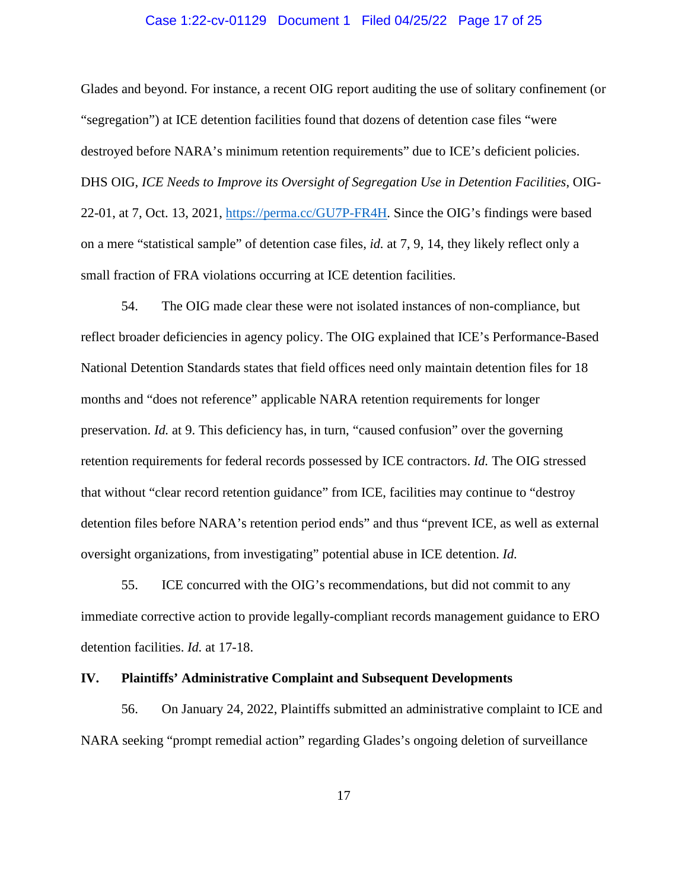Glades and beyond. For instance, a recent OIG report auditing the use of solitary confinement (or "segregation") at ICE detention facilities found that dozens of detention case files "were destroyed before NARA's minimum retention requirements" due to ICE's deficient policies. DHS OIG, *ICE Needs to Improve its Oversight of Segregation Use in Detention Facilities*, OIG-22-01, at 7, Oct. 13, 2021, [https://perma.cc/GU7P-FR4H](https://perma.cc/GU7P-FR4H). Since the OIG's findings were based on a mere "statistical sample" of detention case files, *id.* at 7, 9, 14, they likely reflect only a small fraction of FRA violations occurring at ICE detention facilities.

54. The OIG made clear these were not isolated instances of non-compliance, but reflect broader deficiencies in agency policy. The OIG explained that ICE's Performance-Based National Detention Standards states that field offices need only maintain detention files for 18 months and "does not reference" applicable NARA retention requirements for longer preservation. *Id.* at 9. This deficiency has, in turn, "caused confusion" over the governing retention requirements for federal records possessed by ICE contractors. *Id.* The OIG stressed that without "clear record retention guidance" from ICE, facilities may continue to "destroy detention files before NARA's retention period ends" and thus "prevent ICE, as well as external oversight organizations, from investigating" potential abuse in ICE detention. *Id.*

55. ICE concurred with the OIG's recommendations, but did not commit to any immediate corrective action to provide legally-compliant records management guidance to ERO detention facilities. *Id.* at 17-18.

## IV. Plaintiffs' Administrative Complaint and Subsequent Developments

56. On January 24, 2022, Plaintiffs submitted an administrative complaint to ICE and NARA seeking "prompt remedial action" regarding Glades's ongoing deletion of surveillance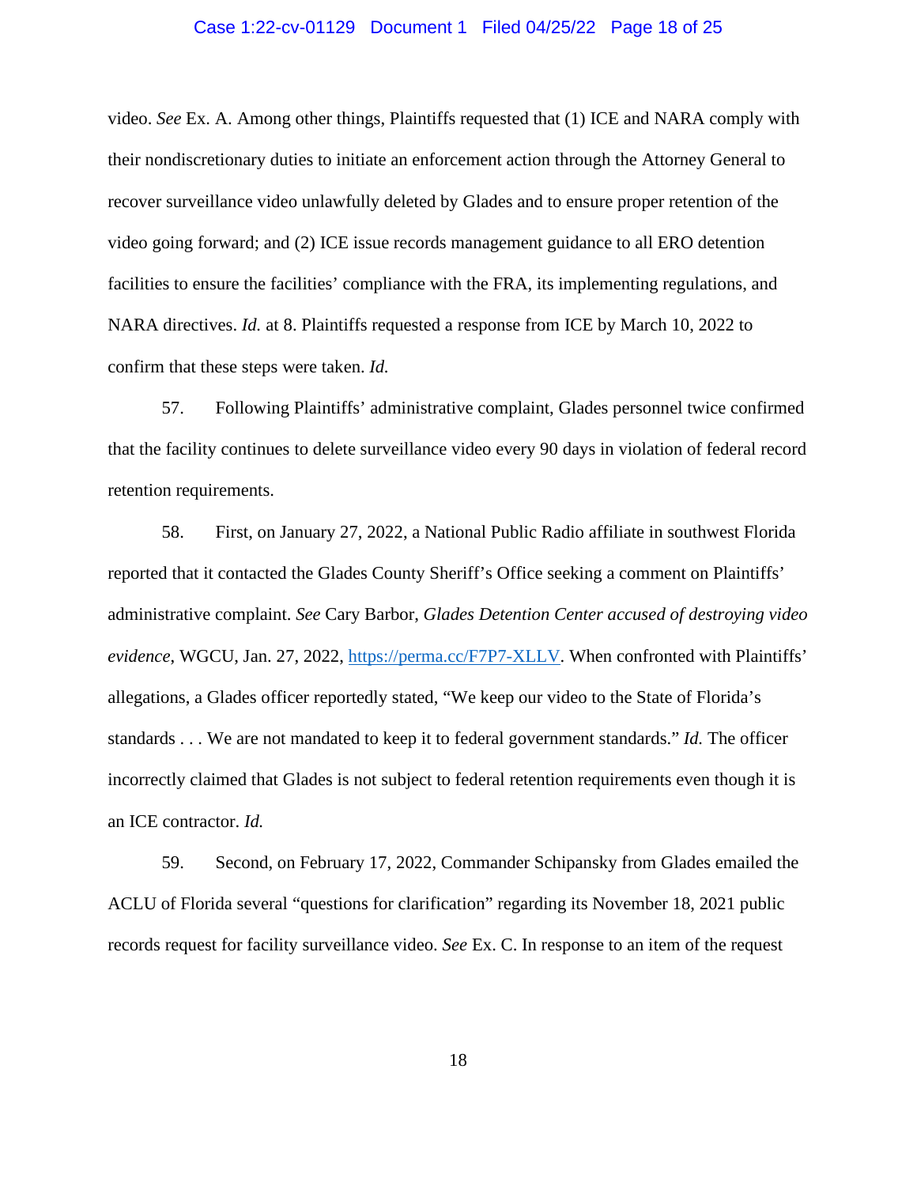video. *See* Ex. A. Among other things, Plaintiffs requested that (1) ICE and NARA comply with their nondiscretionary duties to initiate an enforcement action through the Attorney General to recover surveillance video unlawfully deleted by Glades and to ensure proper retention of the video going forward; and (2) ICE issue records management guidance to all ERO detention facilities to ensure the facilities' compliance with the FRA, its implementing regulations, and NARA directives. *Id.* at 8. Plaintiffs requested a response from ICE by March 10, 2022 to confirm that these steps were taken. *Id.*

57. Following Plaintiffs' administrative complaint, Glades personnel twice confirmed that the facility continues to delete surveillance video every 90 days in violation of federal record retention requirements.

58. First, on January 27, 2022, a National Public Radio affiliate in southwest Florida reported that it contacted the Glades County Sheriff's Office seeking a comment on Plaintiffs' administrative complaint. *See* Cary Barbor, *Glades Detention Center accused of destroying video evidence*, WGCU, Jan. 27, 2022, https://perma.cc/F7P7-XLLV. When confronted with Plaintiffs' allegations, a Glades officer reportedly stated, "We keep our video to the State of Florida's standards . . . We are not mandated to keep it to federal government standards." *Id.* The officer incorrectly claimed that Glades is not subject to federal retention requirements even though it is an ICE contractor. *Id.*

59. Second, on February 17, 2022, Commander Schipansky from Glades emailed the ACLU of Florida several "questions for clarification" regarding its November 18, 2021 public records request for facility surveillance video. *See* Ex. C. In response to an item of the request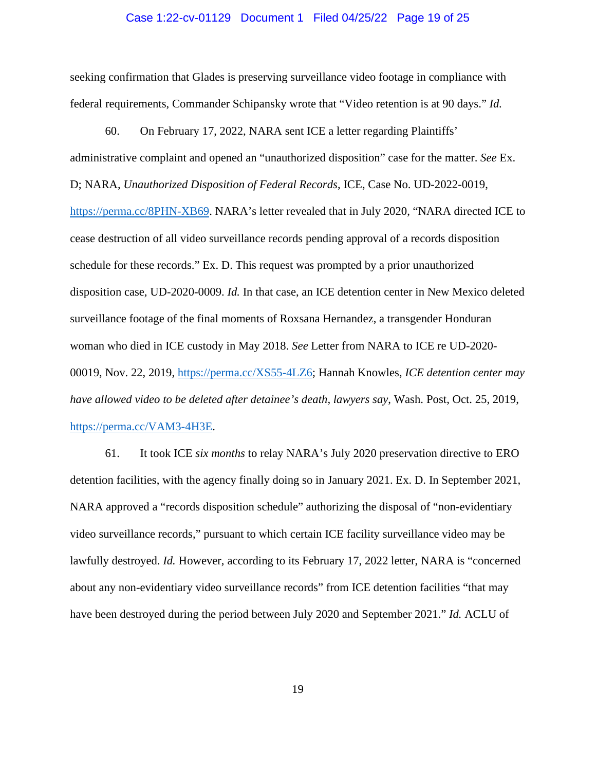seeking confirmation that Glades is preserving surveillance video footage in compliance with federal requirements, Commander Schipansky wrote that "Video retention is at 90 days." *Id.*

60. On February 17, 2022, NARA sent ICE a letter regarding Plaintiffs' administrative complaint and opened an "unauthorized disposition" case for the matter. *See* Ex. D; NARA, *Unauthorized Disposition of Federal Records*, ICE, Case No. UD-2022-0019, https://perma.cc/8PHN-XB69. NARA's letter revealed that in July 2020, "NARA directed ICE to cease destruction of all video surveillance records pending approval of a records disposition schedule for these records." Ex. D. This request was prompted by a prior unauthorized disposition case, UD-2020-0009. *Id.* In that case, an ICE detention center in New Mexico deleted surveillance footage of the final moments of Roxsana Hernandez, a transgender Honduran woman who died in ICE custody in May 2018. *See* Letter from NARA to ICE re UD-2020-00019, Nov. 22, 2019, https://perma.cc/XS55-4LZ6; Hannah Knowles, *ICE detention center may have allowed video to be deleted after detainee's death, lawyers say*, Wash. Post, Oct. 25, 2019, https://perma.cc/VAM3-4H3E.

61. It took ICE *six months* to relay NARA's July 2020 preservation directive to ERO detention facilities, with the agency finally doing so in January 2021. Ex. D. In September 2021, NARA approved a "records disposition schedule" authorizing the disposal of "non-evidentiary video surveillance records," pursuant to which certain ICE facility surveillance video may be lawfully destroyed. *Id.* However, according to its February 17, 2022 letter, NARA is "concerned about any non-evidentiary video surveillance records" from ICE detention facilities "that may have been destroyed during the period between July 2020 and September 2021." *Id.* ACLU of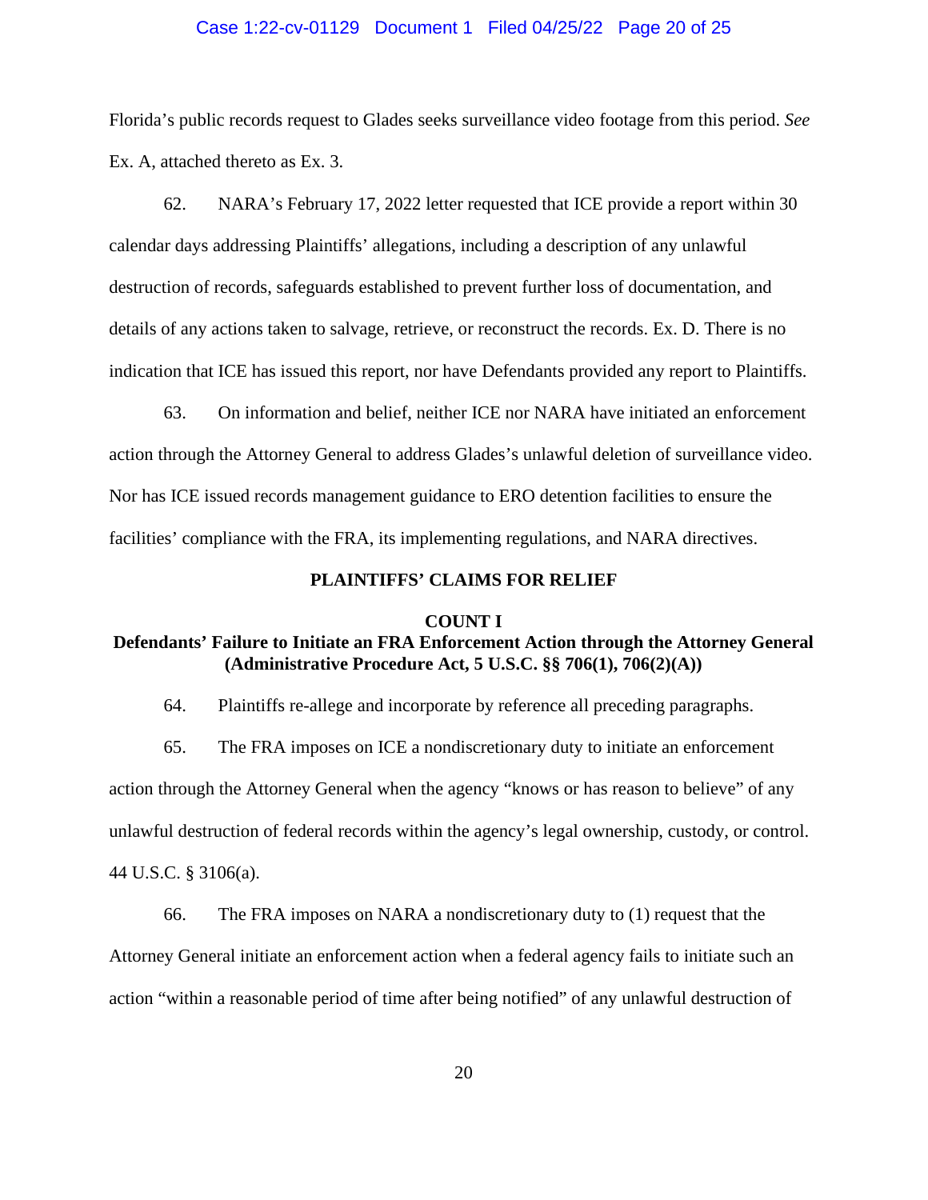Florida's public records request to Glades seeks surveillance video footage from this period. *See* Ex. A, attached thereto as Ex. 3.

62. NARA's February 17, 2022 letter requested that ICE provide a report within 30 calendar days addressing Plaintiffs' allegations, including a description of any unlawful destruction of records, safeguards established to prevent further loss of documentation, and details of any actions taken to salvage, retrieve, or reconstruct the records. Ex. D. There is no indication that ICE has issued this report, nor have Defendants provided any report to Plaintiffs.

63. On information and belief, neither ICE nor NARA have initiated an enforcement action through the Attorney General to address Glades's unlawful deletion of surveillance video. Nor has ICE issued records management guidance to ERO detention facilities to ensure the facilities' compliance with the FRA, its implementing regulations, and NARA directives.

## PLAINTIFFS' CLAIMS FOR RELIEF

### COUNT I

### Defendants' Failure to Initiate an FRA Enforcement Action through the Attorney General (Administrative Procedure Act, 5 U.S.C. §§ 706(1), 706(2)(A))

64. Plaintiffs re-allege and incorporate by reference all preceding paragraphs.

65. The FRA imposes on ICE a nondiscretionary duty to initiate an enforcement action through the Attorney General when the agency "knows or has reason to believe" of any unlawful destruction of federal records within the agency's legal ownership, custody, or control. 44 U.S.C. § 3106(a).

66. The FRA imposes on NARA a nondiscretionary duty to (1) request that the Attorney General initiate an enforcement action when a federal agency fails to initiate such an action "within a reasonable period of time after being notified" of any unlawful destruction of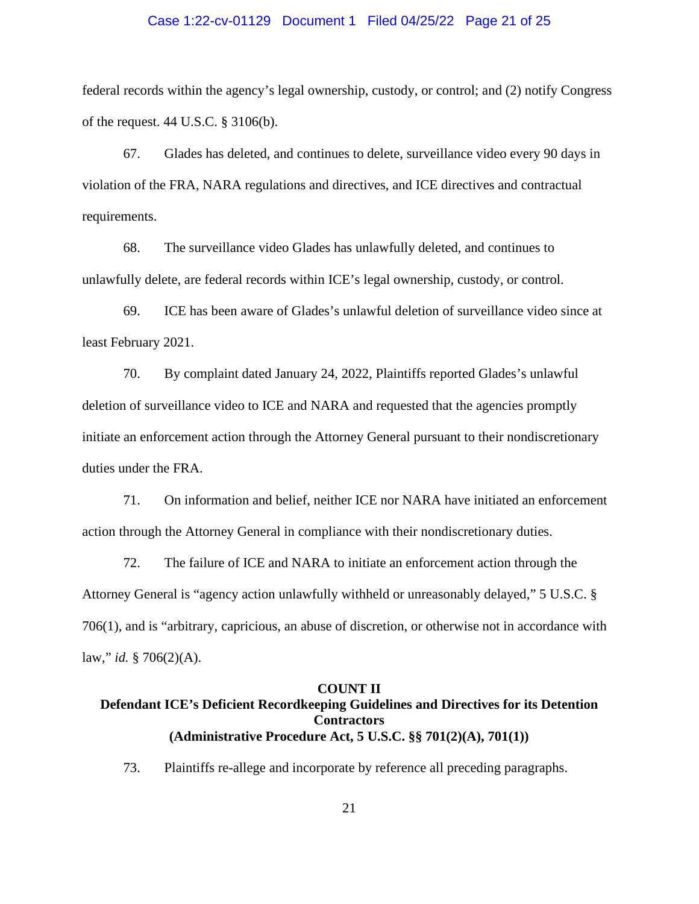federal records within the agency's legal ownership, custody, or control; and (2) notify Congress of the request. 44 U.S.C. § 3106(b).

67. Glades has deleted, and continues to delete, surveillance video every 90 days in violation of the FRA, NARA regulations and directives, and ICE directives and contractual requirements.

68. The surveillance video Glades has unlawfully deleted, and continues to unlawfully delete, are federal records within ICE's legal ownership, custody, or control.

69. ICE has been aware of Glades's unlawful deletion of surveillance video since at least February 2021.

70. By complaint dated January 24, 2022, Plaintiffs reported Glades's unlawful deletion of surveillance video to ICE and NARA and requested that the agencies promptly initiate an enforcement action through the Attorney General pursuant to their nondiscretionary duties under the FRA.

71. On information and belief, neither ICE nor NARA have initiated an enforcement action through the Attorney General in compliance with their nondiscretionary duties.

72. The failure of ICE and NARA to initiate an enforcement action through the Attorney General is "agency action unlawfully withheld or unreasonably delayed," 5 U.S.C. § 706(1), and is "arbitrary, capricious, an abuse of discretion, or otherwise not in accordance with law," *id.* § 706(2)(A).

**COUNT II**
**Defendant ICE's Deficient Recordkeeping Guidelines and Directives for its Detention Contractors**
**(Administrative Procedure Act, 5 U.S.C. §§ 701(2)(A), 701(1))**

73. Plaintiffs re-allege and incorporate by reference all preceding paragraphs.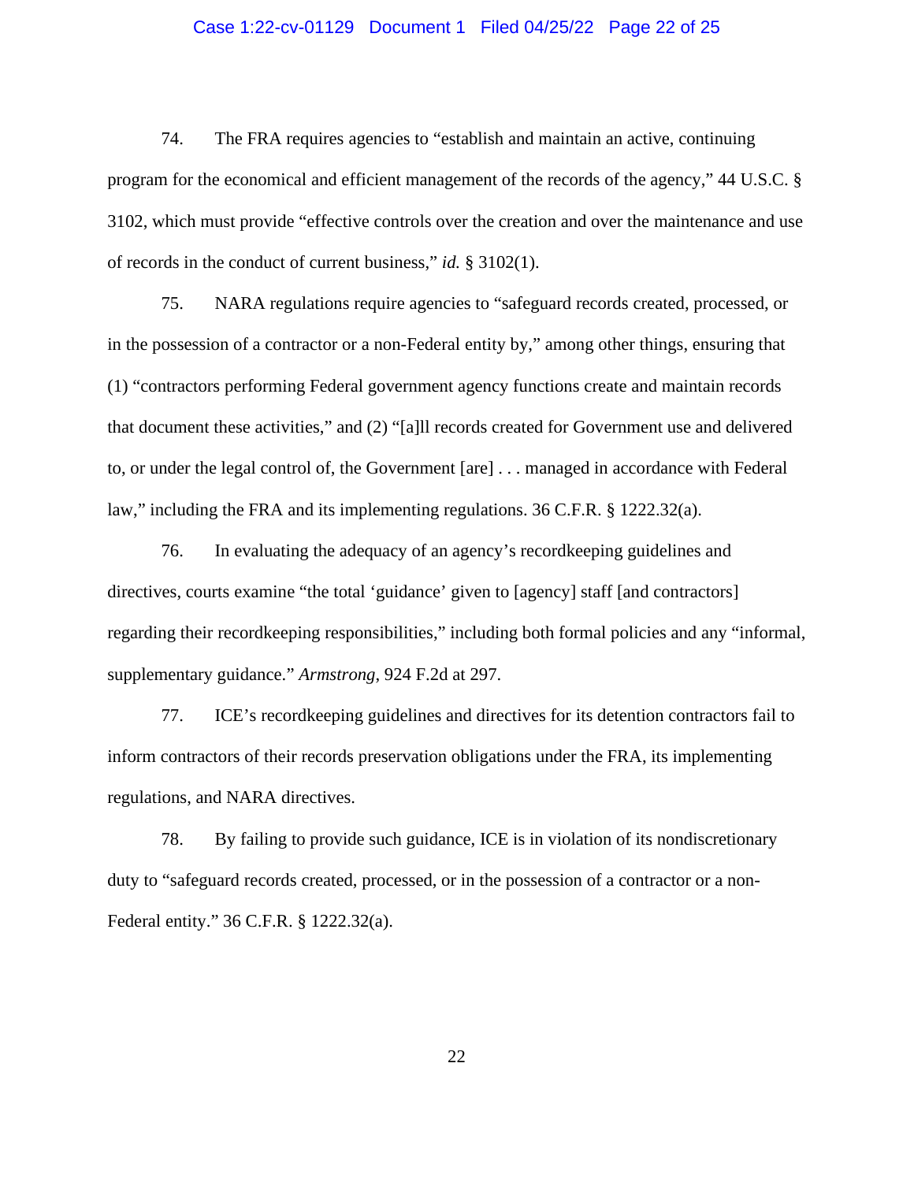74. The FRA requires agencies to "establish and maintain an active, continuing program for the economical and efficient management of the records of the agency," 44 U.S.C. § 3102, which must provide "effective controls over the creation and over the maintenance and use of records in the conduct of current business," *id.* § 3102(1).

75. NARA regulations require agencies to "safeguard records created, processed, or in the possession of a contractor or a non-Federal entity by," among other things, ensuring that (1) "contractors performing Federal government agency functions create and maintain records that document these activities," and (2) "[a]ll records created for Government use and delivered to, or under the legal control of, the Government [are] . . . managed in accordance with Federal law," including the FRA and its implementing regulations. 36 C.F.R. § 1222.32(a).

76. In evaluating the adequacy of an agency's recordkeeping guidelines and directives, courts examine "the total 'guidance' given to [agency] staff [and contractors] regarding their recordkeeping responsibilities," including both formal policies and any "informal, supplementary guidance." *Armstrong*, 924 F.2d at 297.

77. ICE's recordkeeping guidelines and directives for its detention contractors fail to inform contractors of their records preservation obligations under the FRA, its implementing regulations, and NARA directives.

78. By failing to provide such guidance, ICE is in violation of its nondiscretionary duty to "safeguard records created, processed, or in the possession of a contractor or a non-Federal entity." 36 C.F.R. § 1222.32(a).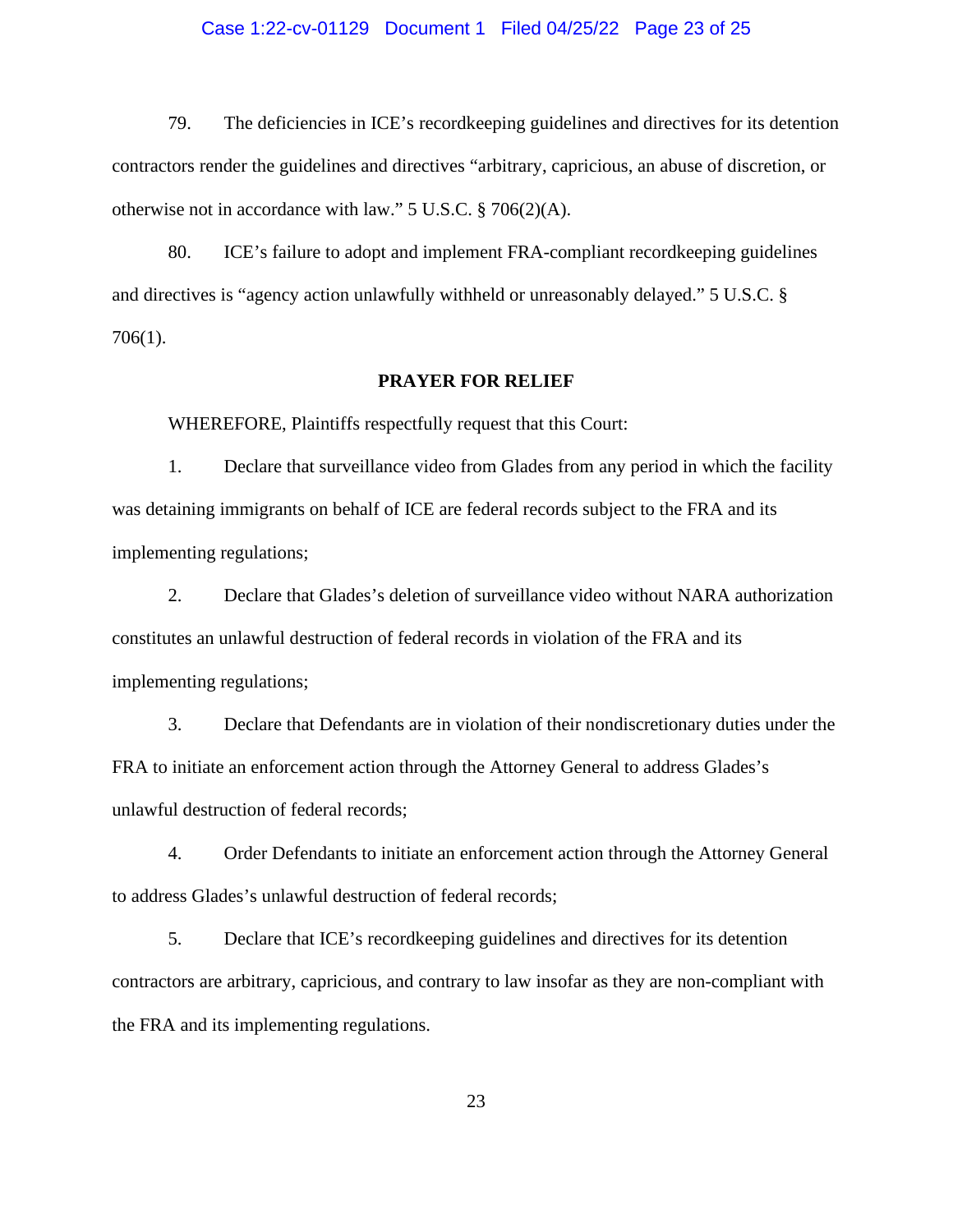79. The deficiencies in ICE's recordkeeping guidelines and directives for its detention contractors render the guidelines and directives "arbitrary, capricious, an abuse of discretion, or otherwise not in accordance with law." 5 U.S.C. § 706(2)(A).

80. ICE's failure to adopt and implement FRA-compliant recordkeeping guidelines and directives is "agency action unlawfully withheld or unreasonably delayed." 5 U.S.C. § 706(1).

**PRAYER FOR RELIEF**

WHEREFORE, Plaintiffs respectfully request that this Court:

1. Declare that surveillance video from Glades from any period in which the facility was detaining immigrants on behalf of ICE are federal records subject to the FRA and its implementing regulations;

2. Declare that Glades's deletion of surveillance video without NARA authorization constitutes an unlawful destruction of federal records in violation of the FRA and its implementing regulations;

3. Declare that Defendants are in violation of their nondiscretionary duties under the FRA to initiate an enforcement action through the Attorney General to address Glades's unlawful destruction of federal records;

4. Order Defendants to initiate an enforcement action through the Attorney General to address Glades's unlawful destruction of federal records;

5. Declare that ICE's recordkeeping guidelines and directives for its detention contractors are arbitrary, capricious, and contrary to law insofar as they are non-compliant with the FRA and its implementing regulations.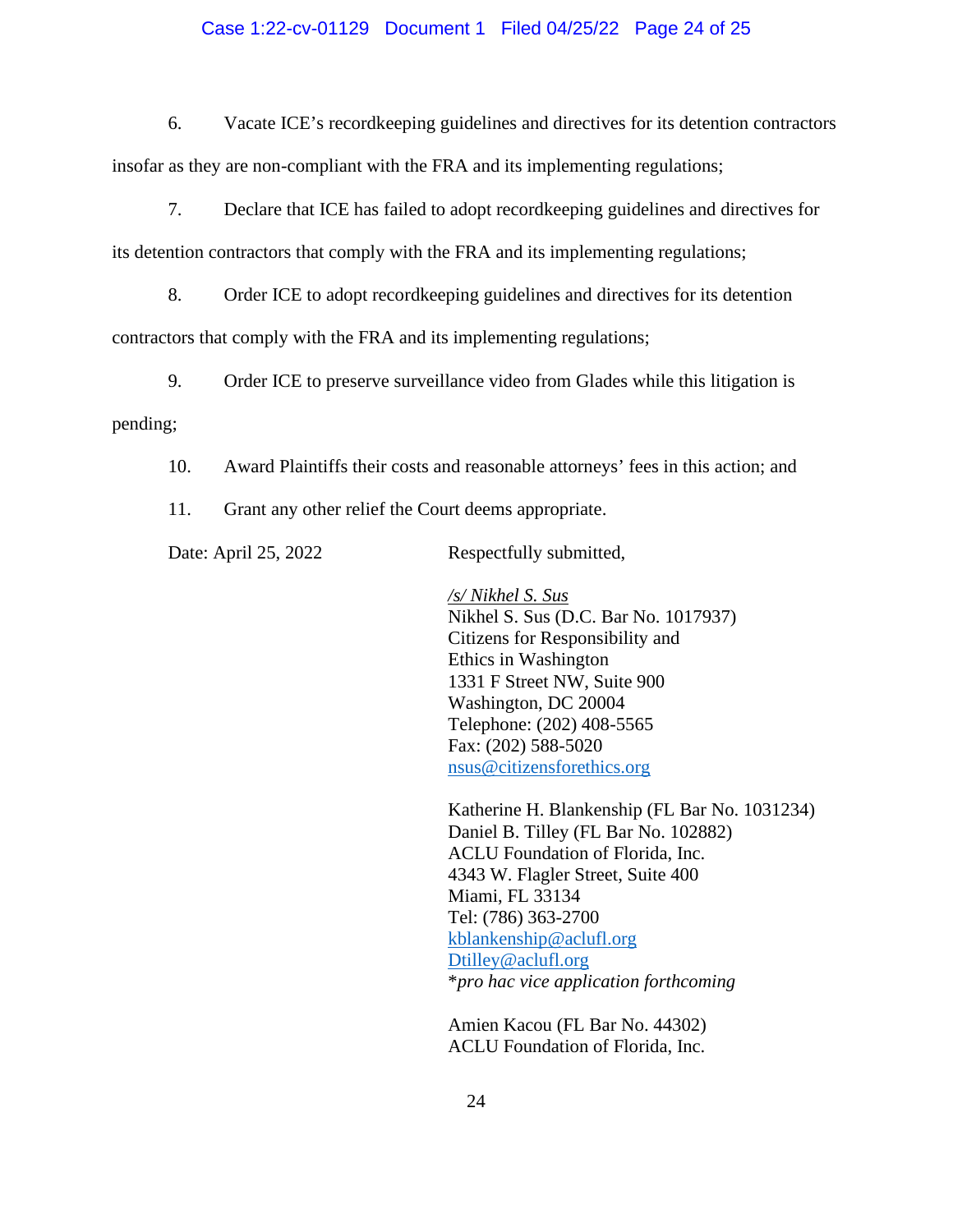6. Vacate ICE's recordkeeping guidelines and directives for its detention contractors insofar as they are non-compliant with the FRA and its implementing regulations;

7. Declare that ICE has failed to adopt recordkeeping guidelines and directives for its detention contractors that comply with the FRA and its implementing regulations;

8. Order ICE to adopt recordkeeping guidelines and directives for its detention contractors that comply with the FRA and its implementing regulations;

9. Order ICE to preserve surveillance video from Glades while this litigation is pending;

10. Award Plaintiffs their costs and reasonable attorneys' fees in this action; and

11. Grant any other relief the Court deems appropriate.

Date: April 25, 2022

Respectfully submitted,

*/s/ Nikhel S. Sus*
Nikhel S. Sus (D.C. Bar No. 1017937)
Citizens for Responsibility and
Ethics in Washington
1331 F Street NW, Suite 900
Washington, DC 20004
Telephone: (202) 408-5565
Fax: (202) 588-5020
nsus@citizensforethics.org

Katherine H. Blankenship (FL Bar No. 1031234)
Daniel B. Tilley (FL Bar No. 102882)
ACLU Foundation of Florida, Inc.
4343 W. Flagler Street, Suite 400
Miami, FL 33134
Tel: (786) 363-2700
kblankenship@aclufl.org
Dtilley@aclufl.org
**pro hac vice application forthcoming*

Amien Kacou (FL Bar No. 44302)
ACLU Foundation of Florida, Inc.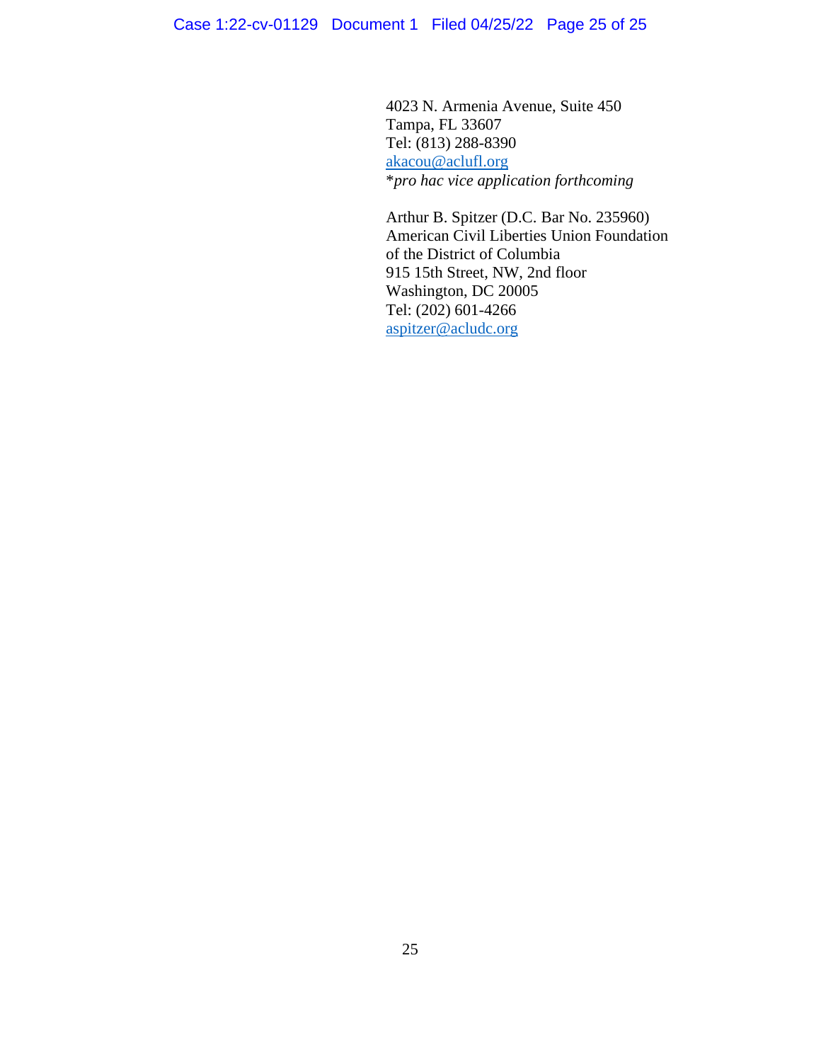4023 N. Armenia Avenue, Suite 450
Tampa, FL 33607
Tel: (813) 288-8390
akacou@aclufl.org
*\*pro hac vice application forthcoming*

Arthur B. Spitzer (D.C. Bar No. 235960)
American Civil Liberties Union Foundation
of the District of Columbia
915 15th Street, NW, 2nd floor
Washington, DC 20005
Tel: (202) 601-4266
aspitzer@acludc.org